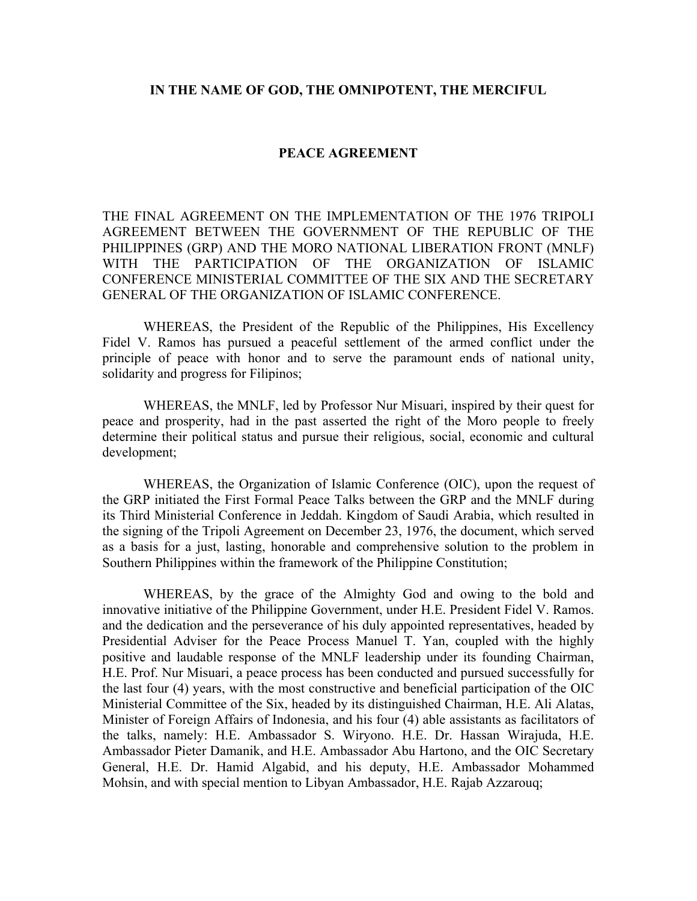**IN THE NAME OF GOD, THE OMNIPOTENT, THE MERCIFUL**

# PEACE AGREEMENT

THE FINAL AGREEMENT ON THE IMPLEMENTATION OF THE 1976 TRIPOLI AGREEMENT BETWEEN THE GOVERNMENT OF THE REPUBLIC OF THE PHILIPPINES (GRP) AND THE MORO NATIONAL LIBERATION FRONT (MNLF) WITH THE PARTICIPATION OF THE ORGANIZATION OF ISLAMIC CONFERENCE MINISTERIAL COMMITTEE OF THE SIX AND THE SECRETARY GENERAL OF THE ORGANIZATION OF ISLAMIC CONFERENCE.

WHEREAS, the President of the Republic of the Philippines, His Excellency Fidel V. Ramos has pursued a peaceful settlement of the armed conflict under the principle of peace with honor and to serve the paramount ends of national unity, solidarity and progress for Filipinos;

WHEREAS, the MNLF, led by Professor Nur Misuari, inspired by their quest for peace and prosperity, had in the past asserted the right of the Moro people to freely determine their political status and pursue their religious, social, economic and cultural development;

WHEREAS, the Organization of Islamic Conference (OIC), upon the request of the GRP initiated the First Formal Peace Talks between the GRP and the MNLF during its Third Ministerial Conference in Jeddah. Kingdom of Saudi Arabia, which resulted in the signing of the Tripoli Agreement on December 23, 1976, the document, which served as a basis for a just, lasting, honorable and comprehensive solution to the problem in Southern Philippines within the framework of the Philippine Constitution;

WHEREAS, by the grace of the Almighty God and owing to the bold and innovative initiative of the Philippine Government, under H.E. President Fidel V. Ramos. and the dedication and the perseverance of his duly appointed representatives, headed by Presidential Adviser for the Peace Process Manuel T. Yan, coupled with the highly positive and laudable response of the MNLF leadership under its founding Chairman, H.E. Prof. Nur Misuari, a peace process has been conducted and pursued successfully for the last four (4) years, with the most constructive and beneficial participation of the OIC Ministerial Committee of the Six, headed by its distinguished Chairman, H.E. Ali Alatas, Minister of Foreign Affairs of Indonesia, and his four (4) able assistants as facilitators of the talks, namely: H.E. Ambassador S. Wiryono. H.E. Dr. Hassan Wirajuda, H.E. Ambassador Pieter Damanik, and H.E. Ambassador Abu Hartono, and the OIC Secretary General, H.E. Dr. Hamid Algabid, and his deputy, H.E. Ambassador Mohammed Mohsin, and with special mention to Libyan Ambassador, H.E. Rajab Azzarouq;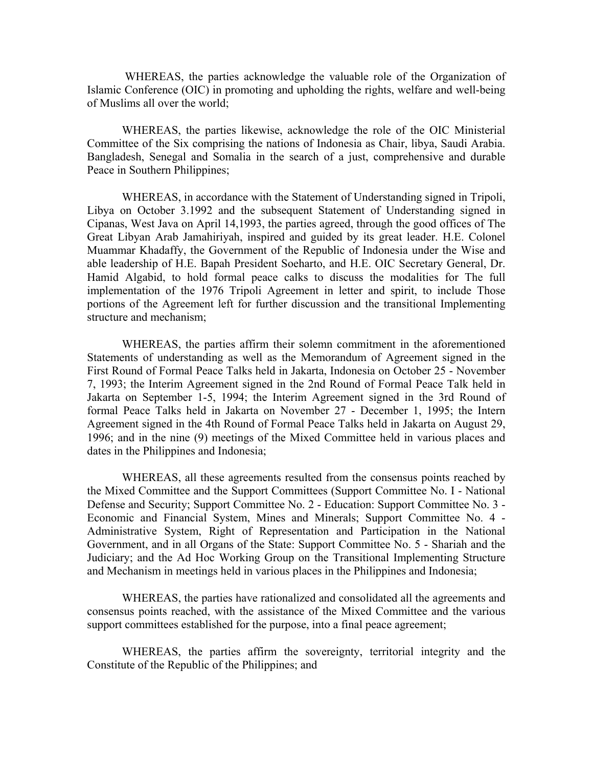WHEREAS, the parties acknowledge the valuable role of the Organization of Islamic Conference (OIC) in promoting and upholding the rights, welfare and well-being of Muslims all over the world;

WHEREAS, the parties likewise, acknowledge the role of the OIC Ministerial Committee of the Six comprising the nations of Indonesia as Chair, libya, Saudi Arabia. Bangladesh, Senegal and Somalia in the search of a just, comprehensive and durable Peace in Southern Philippines;

WHEREAS, in accordance with the Statement of Understanding signed in Tripoli, Libya on October 3.1992 and the subsequent Statement of Understanding signed in Cipanas, West Java on April 14,1993, the parties agreed, through the good offices of The Great Libyan Arab Jamahiriyah, inspired and guided by its great leader. H.E. Colonel Muammar Khadaffy, the Government of the Republic of Indonesia under the Wise and able leadership of H.E. Bapah President Soeharto, and H.E. OIC Secretary General, Dr. Hamid Algabid, to hold formal peace calks to discuss the modalities for The full implementation of the 1976 Tripoli Agreement in letter and spirit, to include Those portions of the Agreement left for further discussion and the transitional Implementing structure and mechanism;

WHEREAS, the parties affirm their solemn commitment in the aforementioned Statements of understanding as well as the Memorandum of Agreement signed in the First Round of Formal Peace Talks held in Jakarta, Indonesia on October 25 - November 7, 1993; the Interim Agreement signed in the 2nd Round of Formal Peace Talk held in Jakarta on September 1-5, 1994; the Interim Agreement signed in the 3rd Round of formal Peace Talks held in Jakarta on November 27 - December 1, 1995; the Intern Agreement signed in the 4th Round of Formal Peace Talks held in Jakarta on August 29, 1996; and in the nine (9) meetings of the Mixed Committee held in various places and dates in the Philippines and Indonesia;

WHEREAS, all these agreements resulted from the consensus points reached by the Mixed Committee and the Support Committees (Support Committee No. I - National Defense and Security; Support Committee No. 2 - Education: Support Committee No. 3 - Economic and Financial System, Mines and Minerals; Support Committee No. 4 - Administrative System, Right of Representation and Participation in the National Government, and in all Organs of the State: Support Committee No. 5 - Shariah and the Judiciary; and the Ad Hoc Working Group on the Transitional Implementing Structure and Mechanism in meetings held in various places in the Philippines and Indonesia;

WHEREAS, the parties have rationalized and consolidated all the agreements and consensus points reached, with the assistance of the Mixed Committee and the various support committees established for the purpose, into a final peace agreement;

WHEREAS, the parties affirm the sovereignty, territorial integrity and the Constitute of the Republic of the Philippines; and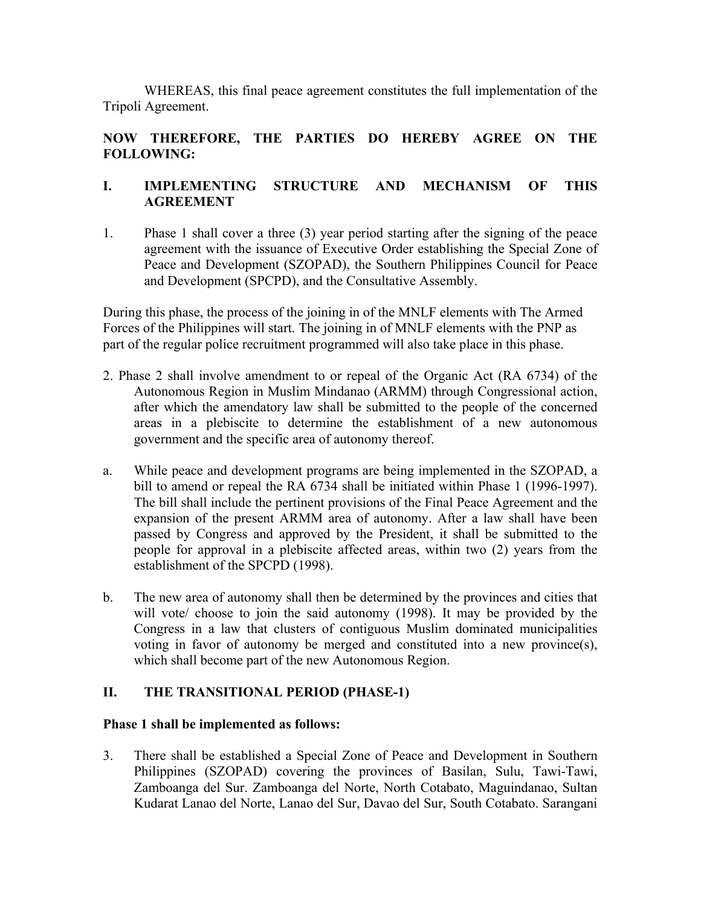WHEREAS, this final peace agreement constitutes the full implementation of the Tripoli Agreement.

**NOW THEREFORE, THE PARTIES DO HEREBY AGREE ON THE FOLLOWING:**

## I. IMPLEMENTING STRUCTURE AND MECHANISM OF THIS AGREEMENT

1. Phase 1 shall cover a three (3) year period starting after the signing of the peace agreement with the issuance of Executive Order establishing the Special Zone of Peace and Development (SZOPAD), the Southern Philippines Council for Peace and Development (SPCPD), and the Consultative Assembly.

During this phase, the process of the joining in of the MNLF elements with The Armed Forces of the Philippines will start. The joining in of MNLF elements with the PNP as part of the regular police recruitment programmed will also take place in this phase.

2. Phase 2 shall involve amendment to or repeal of the Organic Act (RA 6734) of the Autonomous Region in Muslim Mindanao (ARMM) through Congressional action, after which the amendatory law shall be submitted to the people of the concerned areas in a plebiscite to determine the establishment of a new autonomous government and the specific area of autonomy thereof.

a. While peace and development programs are being implemented in the SZOPAD, a bill to amend or repeal the RA 6734 shall be initiated within Phase 1 (1996-1997). The bill shall include the pertinent provisions of the Final Peace Agreement and the expansion of the present ARMM area of autonomy. After a law shall have been passed by Congress and approved by the President, it shall be submitted to the people for approval in a plebiscite affected areas, within two (2) years from the establishment of the SPCPD (1998).

b. The new area of autonomy shall then be determined by the provinces and cities that will vote/ choose to join the said autonomy (1998). It may be provided by the Congress in a law that clusters of contiguous Muslim dominated municipalities voting in favor of autonomy be merged and constituted into a new province(s), which shall become part of the new Autonomous Region.

## II. THE TRANSITIONAL PERIOD (PHASE-1)

**Phase 1 shall be implemented as follows:**

3. There shall be established a Special Zone of Peace and Development in Southern Philippines (SZOPAD) covering the provinces of Basilan, Sulu, Tawi-Tawi, Zamboanga del Sur. Zamboanga del Norte, North Cotabato, Maguindanao, Sultan Kudarat Lanao del Norte, Lanao del Sur, Davao del Sur, South Cotabato. Sarangani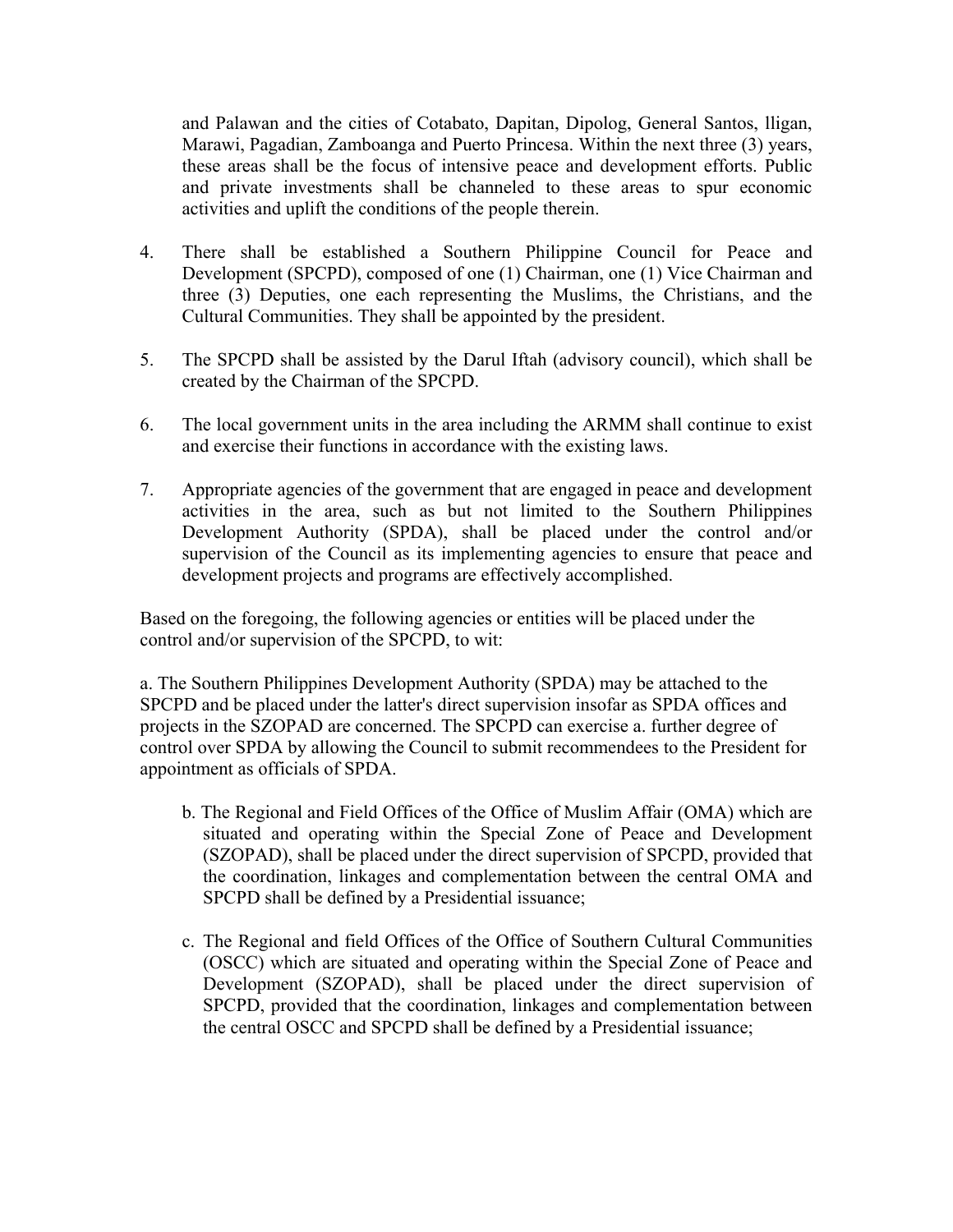and Palawan and the cities of Cotabato, Dapitan, Dipolog, General Santos, lligan, Marawi, Pagadian, Zamboanga and Puerto Princesa. Within the next three (3) years, these areas shall be the focus of intensive peace and development efforts. Public and private investments shall be channeled to these areas to spur economic activities and uplift the conditions of the people therein.

4. There shall be established a Southern Philippine Council for Peace and Development (SPCPD), composed of one (1) Chairman, one (1) Vice Chairman and three (3) Deputies, one each representing the Muslims, the Christians, and the Cultural Communities. They shall be appointed by the president.

5. The SPCPD shall be assisted by the Darul Iftah (advisory council), which shall be created by the Chairman of the SPCPD.

6. The local government units in the area including the ARMM shall continue to exist and exercise their functions in accordance with the existing laws.

7. Appropriate agencies of the government that are engaged in peace and development activities in the area, such as but not limited to the Southern Philippines Development Authority (SPDA), shall be placed under the control and/or supervision of the Council as its implementing agencies to ensure that peace and development projects and programs are effectively accomplished.

Based on the foregoing, the following agencies or entities will be placed under the control and/or supervision of the SPCPD, to wit:

a. The Southern Philippines Development Authority (SPDA) may be attached to the SPCPD and be placed under the latter's direct supervision insofar as SPDA offices and projects in the SZOPAD are concerned. The SPCPD can exercise a. further degree of control over SPDA by allowing the Council to submit recommendees to the President for appointment as officials of SPDA.

b. The Regional and Field Offices of the Office of Muslim Affair (OMA) which are situated and operating within the Special Zone of Peace and Development (SZOPAD), shall be placed under the direct supervision of SPCPD, provided that the coordination, linkages and complementation between the central OMA and SPCPD shall be defined by a Presidential issuance;

c. The Regional and field Offices of the Office of Southern Cultural Communities (OSCC) which are situated and operating within the Special Zone of Peace and Development (SZOPAD), shall be placed under the direct supervision of SPCPD, provided that the coordination, linkages and complementation between the central OSCC and SPCPD shall be defined by a Presidential issuance;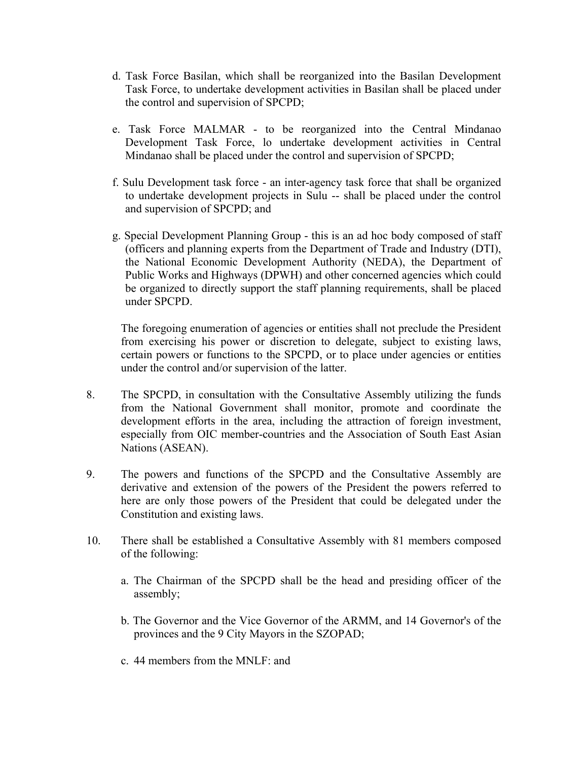d. Task Force Basilan, which shall be reorganized into the Basilan Development Task Force, to undertake development activities in Basilan shall be placed under the control and supervision of SPCPD;

e. Task Force MALMAR - to be reorganized into the Central Mindanao Development Task Force, lo undertake development activities in Central Mindanao shall be placed under the control and supervision of SPCPD;

f. Sulu Development task force - an inter-agency task force that shall be organized to undertake development projects in Sulu -- shall be placed under the control and supervision of SPCPD; and

g. Special Development Planning Group - this is an ad hoc body composed of staff (officers and planning experts from the Department of Trade and Industry (DTI), the National Economic Development Authority (NEDA), the Department of Public Works and Highways (DPWH) and other concerned agencies which could be organized to directly support the staff planning requirements, shall be placed under SPCPD.

The foregoing enumeration of agencies or entities shall not preclude the President from exercising his power or discretion to delegate, subject to existing laws, certain powers or functions to the SPCPD, or to place under agencies or entities under the control and/or supervision of the latter.

8. The SPCPD, in consultation with the Consultative Assembly utilizing the funds from the National Government shall monitor, promote and coordinate the development efforts in the area, including the attraction of foreign investment, especially from OIC member-countries and the Association of South East Asian Nations (ASEAN).

9. The powers and functions of the SPCPD and the Consultative Assembly are derivative and extension of the powers of the President the powers referred to here are only those powers of the President that could be delegated under the Constitution and existing laws.

10. There shall be established a Consultative Assembly with 81 members composed of the following:

    a. The Chairman of the SPCPD shall be the head and presiding officer of the assembly;

    b. The Governor and the Vice Governor of the ARMM, and 14 Governor's of the provinces and the 9 City Mayors in the SZOPAD;

    c. 44 members from the MNLF: and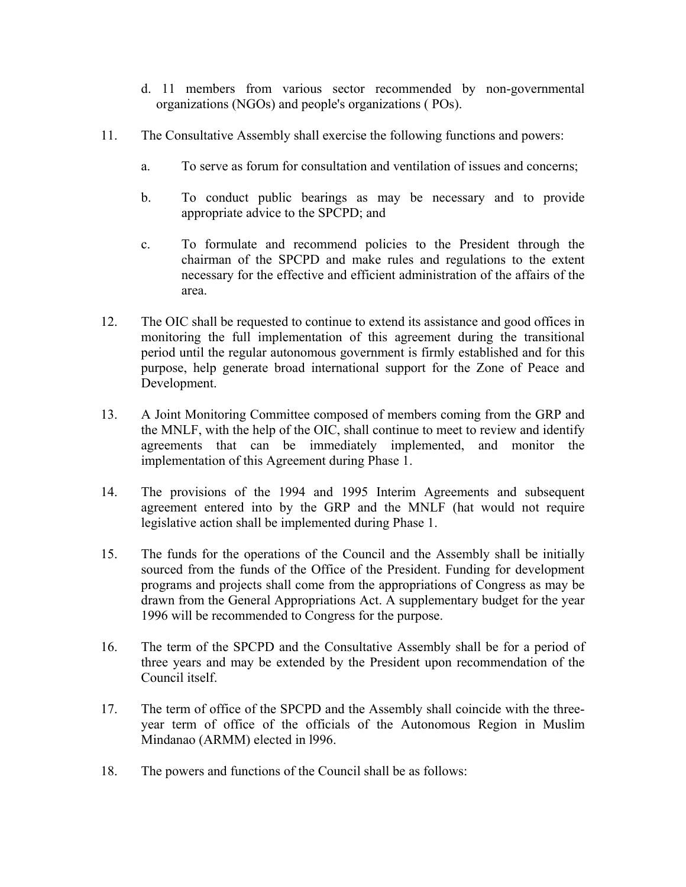d. 11 members from various sector recommended by non-governmental organizations (NGOs) and people's organizations ( POs).

11. The Consultative Assembly shall exercise the following functions and powers:

    a. To serve as forum for consultation and ventilation of issues and concerns;

    b. To conduct public bearings as may be necessary and to provide appropriate advice to the SPCPD; and

    c. To formulate and recommend policies to the President through the chairman of the SPCPD and make rules and regulations to the extent necessary for the effective and efficient administration of the affairs of the area.

12. The OIC shall be requested to continue to extend its assistance and good offices in monitoring the full implementation of this agreement during the transitional period until the regular autonomous government is firmly established and for this purpose, help generate broad international support for the Zone of Peace and Development.

13. A Joint Monitoring Committee composed of members coming from the GRP and the MNLF, with the help of the OIC, shall continue to meet to review and identify agreements that can be immediately implemented, and monitor the implementation of this Agreement during Phase 1.

14. The provisions of the 1994 and 1995 Interim Agreements and subsequent agreement entered into by the GRP and the MNLF (hat would not require legislative action shall be implemented during Phase 1.

15. The funds for the operations of the Council and the Assembly shall be initially sourced from the funds of the Office of the President. Funding for development programs and projects shall come from the appropriations of Congress as may be drawn from the General Appropriations Act. A supplementary budget for the year 1996 will be recommended to Congress for the purpose.

16. The term of the SPCPD and the Consultative Assembly shall be for a period of three years and may be extended by the President upon recommendation of the Council itself.

17. The term of office of the SPCPD and the Assembly shall coincide with the three-year term of office of the officials of the Autonomous Region in Muslim Mindanao (ARMM) elected in l996.

18. The powers and functions of the Council shall be as follows: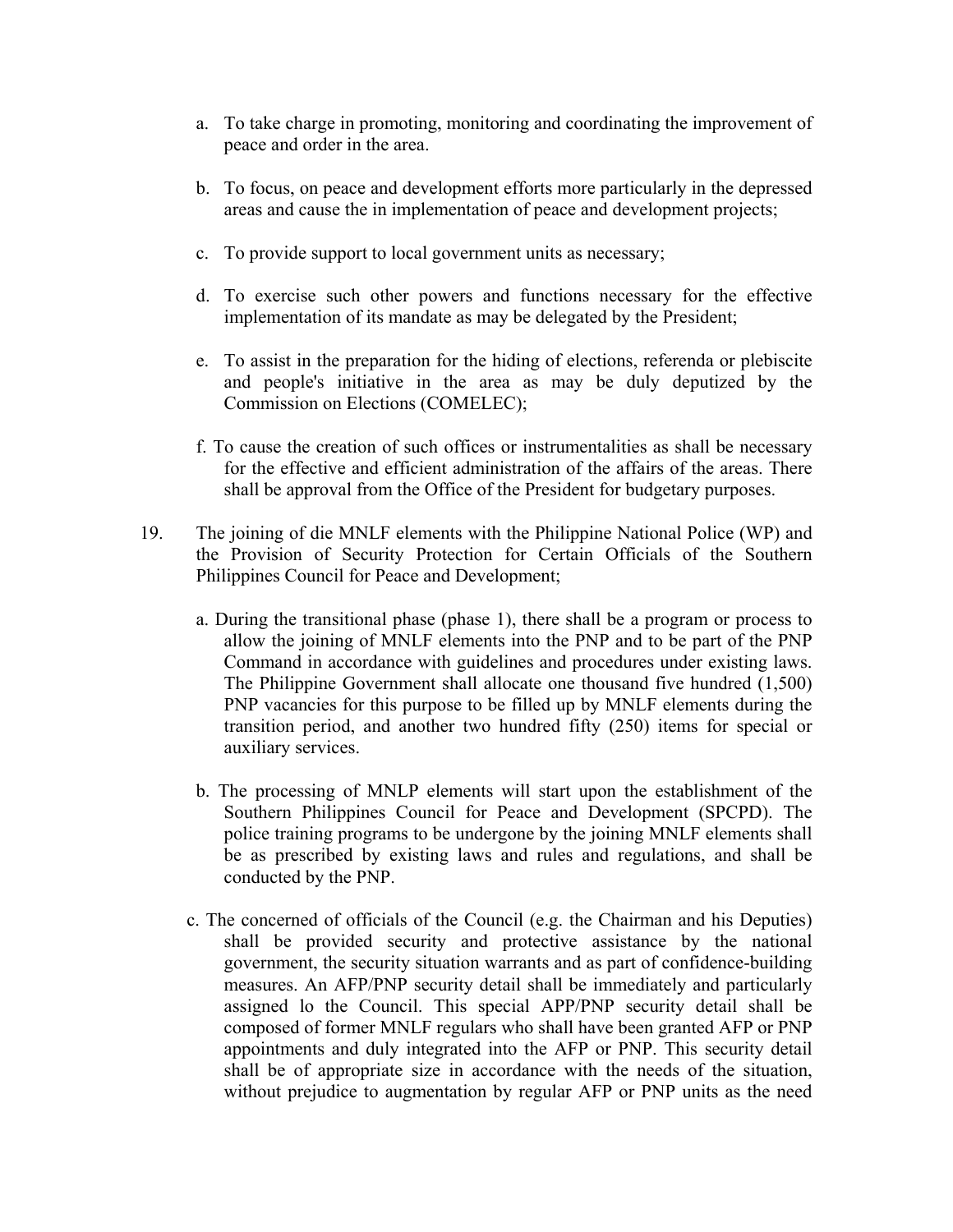a. To take charge in promoting, monitoring and coordinating the improvement of peace and order in the area.

b. To focus, on peace and development efforts more particularly in the depressed areas and cause the in implementation of peace and development projects;

c. To provide support to local government units as necessary;

d. To exercise such other powers and functions necessary for the effective implementation of its mandate as may be delegated by the President;

e. To assist in the preparation for the hiding of elections, referenda or plebiscite and people's initiative in the area as may be duly deputized by the Commission on Elections (COMELEC);

f. To cause the creation of such offices or instrumentalities as shall be necessary for the effective and efficient administration of the affairs of the areas. There shall be approval from the Office of the President for budgetary purposes.

19. The joining of die MNLF elements with the Philippine National Police (WP) and the Provision of Security Protection for Certain Officials of the Southern Philippines Council for Peace and Development;

a. During the transitional phase (phase 1), there shall be a program or process to allow the joining of MNLF elements into the PNP and to be part of the PNP Command in accordance with guidelines and procedures under existing laws. The Philippine Government shall allocate one thousand five hundred (1,500) PNP vacancies for this purpose to be filled up by MNLF elements during the transition period, and another two hundred fifty (250) items for special or auxiliary services.

b. The processing of MNLP elements will start upon the establishment of the Southern Philippines Council for Peace and Development (SPCPD). The police training programs to be undergone by the joining MNLF elements shall be as prescribed by existing laws and rules and regulations, and shall be conducted by the PNP.

c. The concerned of officials of the Council (e.g. the Chairman and his Deputies) shall be provided security and protective assistance by the national government, the security situation warrants and as part of confidence-building measures. An AFP/PNP security detail shall be immediately and particularly assigned lo the Council. This special APP/PNP security detail shall be composed of former MNLF regulars who shall have been granted AFP or PNP appointments and duly integrated into the AFP or PNP. This security detail shall be of appropriate size in accordance with the needs of the situation, without prejudice to augmentation by regular AFP or PNP units as the need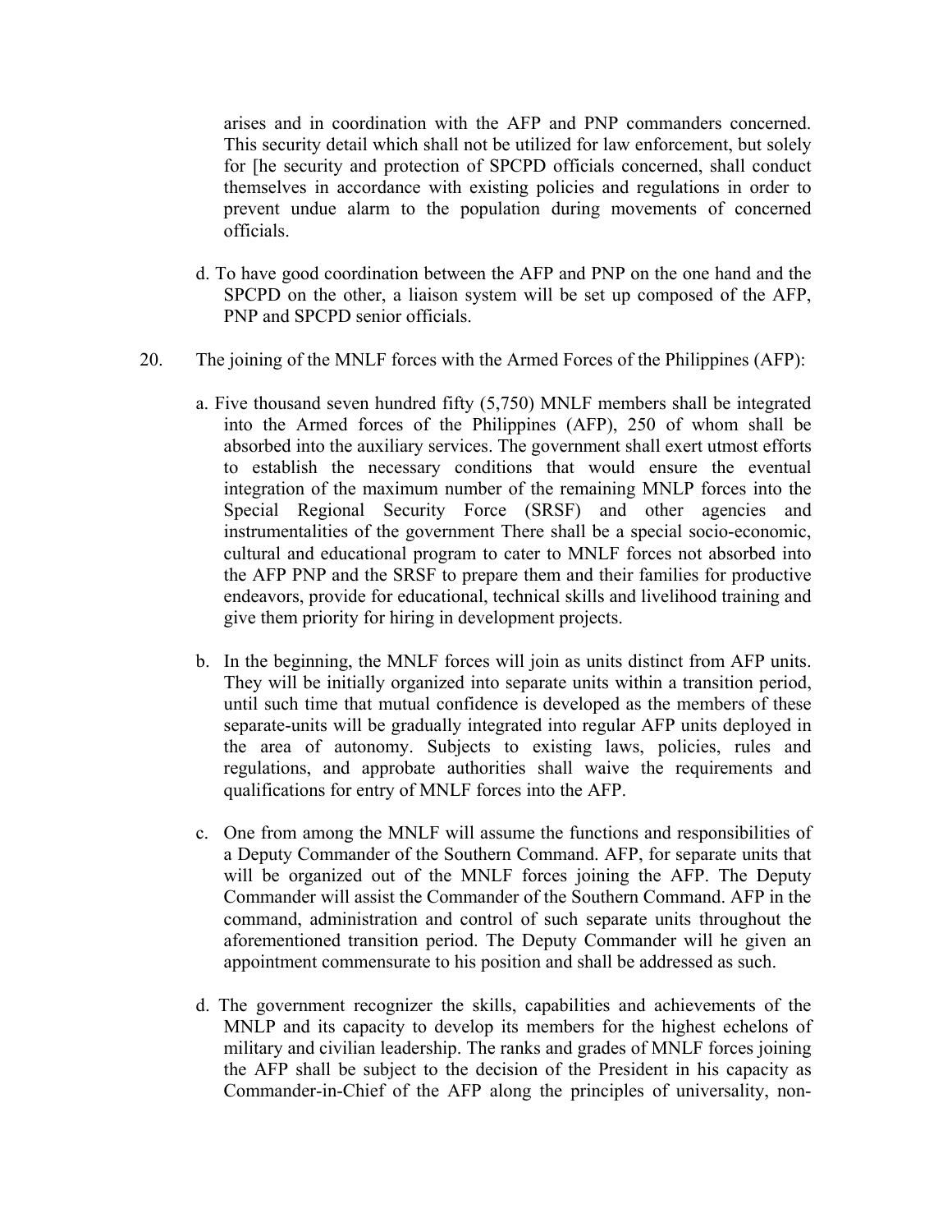arises and in coordination with the AFP and PNP commanders concerned. This security detail which shall not be utilized for law enforcement, but solely for [he security and protection of SPCPD officials concerned, shall conduct themselves in accordance with existing policies and regulations in order to prevent undue alarm to the population during movements of concerned officials.

d. To have good coordination between the AFP and PNP on the one hand and the SPCPD on the other, a liaison system will be set up composed of the AFP, PNP and SPCPD senior officials.

20. The joining of the MNLF forces with the Armed Forces of the Philippines (AFP):

a. Five thousand seven hundred fifty (5,750) MNLF members shall be integrated into the Armed forces of the Philippines (AFP), 250 of whom shall be absorbed into the auxiliary services. The government shall exert utmost efforts to establish the necessary conditions that would ensure the eventual integration of the maximum number of the remaining MNLP forces into the Special Regional Security Force (SRSF) and other agencies and instrumentalities of the government There shall be a special socio-economic, cultural and educational program to cater to MNLF forces not absorbed into the AFP PNP and the SRSF to prepare them and their families for productive endeavors, provide for educational, technical skills and livelihood training and give them priority for hiring in development projects.

b. In the beginning, the MNLF forces will join as units distinct from AFP units. They will be initially organized into separate units within a transition period, until such time that mutual confidence is developed as the members of these separate-units will be gradually integrated into regular AFP units deployed in the area of autonomy. Subjects to existing laws, policies, rules and regulations, and approbate authorities shall waive the requirements and qualifications for entry of MNLF forces into the AFP.

c. One from among the MNLF will assume the functions and responsibilities of a Deputy Commander of the Southern Command. AFP, for separate units that will be organized out of the MNLF forces joining the AFP. The Deputy Commander will assist the Commander of the Southern Command. AFP in the command, administration and control of such separate units throughout the aforementioned transition period. The Deputy Commander will he given an appointment commensurate to his position and shall be addressed as such.

d. The government recognizer the skills, capabilities and achievements of the MNLP and its capacity to develop its members for the highest echelons of military and civilian leadership. The ranks and grades of MNLF forces joining the AFP shall be subject to the decision of the President in his capacity as Commander-in-Chief of the AFP along the principles of universality, non-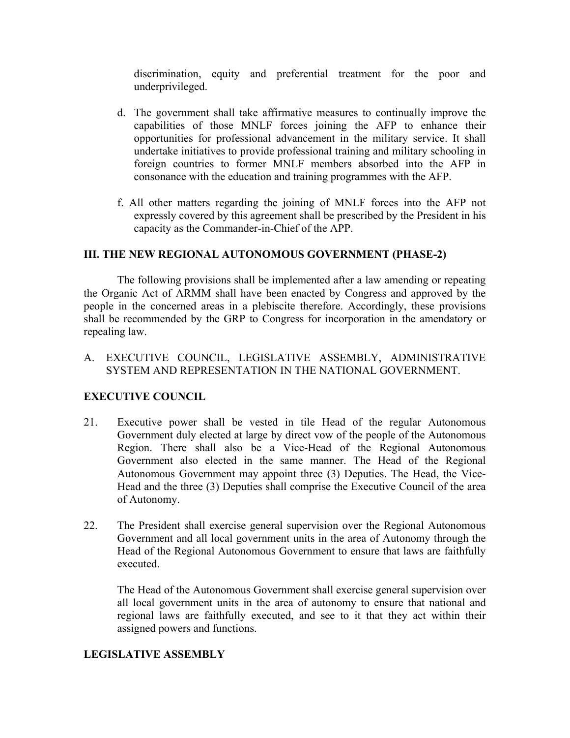discrimination, equity and preferential treatment for the poor and underprivileged.

d. The government shall take affirmative measures to continually improve the capabilities of those MNLF forces joining the AFP to enhance their opportunities for professional advancement in the military service. It shall undertake initiatives to provide professional training and military schooling in foreign countries to former MNLF members absorbed into the AFP in consonance with the education and training programmes with the AFP.

f. All other matters regarding the joining of MNLF forces into the AFP not expressly covered by this agreement shall be prescribed by the President in his capacity as the Commander-in-Chief of the APP.

## III. THE NEW REGIONAL AUTONOMOUS GOVERNMENT (PHASE-2)

The following provisions shall be implemented after a law amending or repeating the Organic Act of ARMM shall have been enacted by Congress and approved by the people in the concerned areas in a plebiscite therefore. Accordingly, these provisions shall be recommended by the GRP to Congress for incorporation in the amendatory or repealing law.

A. EXECUTIVE COUNCIL, LEGISLATIVE ASSEMBLY, ADMINISTRATIVE SYSTEM AND REPRESENTATION IN THE NATIONAL GOVERNMENT.

### EXECUTIVE COUNCIL

21. Executive power shall be vested in tile Head of the regular Autonomous Government duly elected at large by direct vow of the people of the Autonomous Region. There shall also be a Vice-Head of the Regional Autonomous Government also elected in the same manner. The Head of the Regional Autonomous Government may appoint three (3) Deputies. The Head, the Vice-Head and the three (3) Deputies shall comprise the Executive Council of the area of Autonomy.

22. The President shall exercise general supervision over the Regional Autonomous Government and all local government units in the area of Autonomy through the Head of the Regional Autonomous Government to ensure that laws are faithfully executed.

    The Head of the Autonomous Government shall exercise general supervision over all local government units in the area of autonomy to ensure that national and regional laws are faithfully executed, and see to it that they act within their assigned powers and functions.

### LEGISLATIVE ASSEMBLY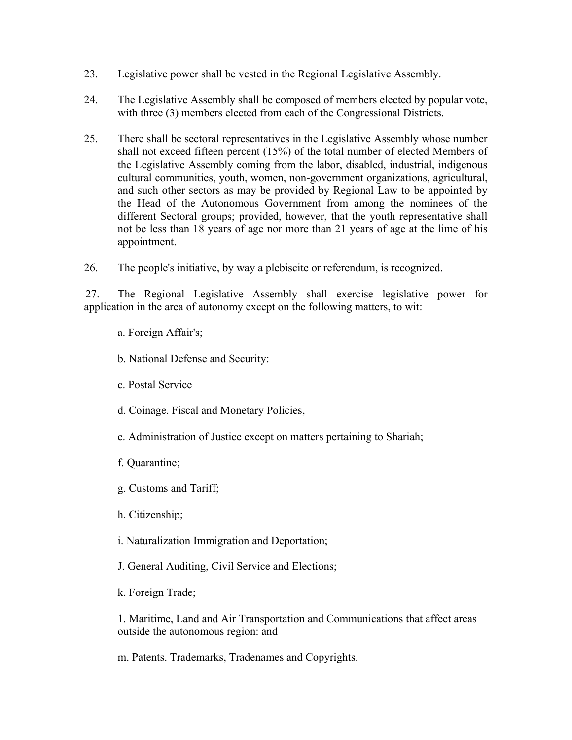23. Legislative power shall be vested in the Regional Legislative Assembly.

24. The Legislative Assembly shall be composed of members elected by popular vote, with three (3) members elected from each of the Congressional Districts.

25. There shall be sectoral representatives in the Legislative Assembly whose number shall not exceed fifteen percent (15%) of the total number of elected Members of the Legislative Assembly coming from the labor, disabled, industrial, indigenous cultural communities, youth, women, non-government organizations, agricultural, and such other sectors as may be provided by Regional Law to be appointed by the Head of the Autonomous Government from among the nominees of the different Sectoral groups; provided, however, that the youth representative shall not be less than 18 years of age nor more than 21 years of age at the lime of his appointment.

26. The people's initiative, by way a plebiscite or referendum, is recognized.

27. The Regional Legislative Assembly shall exercise legislative power for application in the area of autonomy except on the following matters, to wit:

a. Foreign Affair's;

b. National Defense and Security:

c. Postal Service

d. Coinage. Fiscal and Monetary Policies,

e. Administration of Justice except on matters pertaining to Shariah;

f. Quarantine;

g. Customs and Tariff;

h. Citizenship;

i. Naturalization Immigration and Deportation;

J. General Auditing, Civil Service and Elections;

k. Foreign Trade;

1. Maritime, Land and Air Transportation and Communications that affect areas outside the autonomous region: and

m. Patents. Trademarks, Tradenames and Copyrights.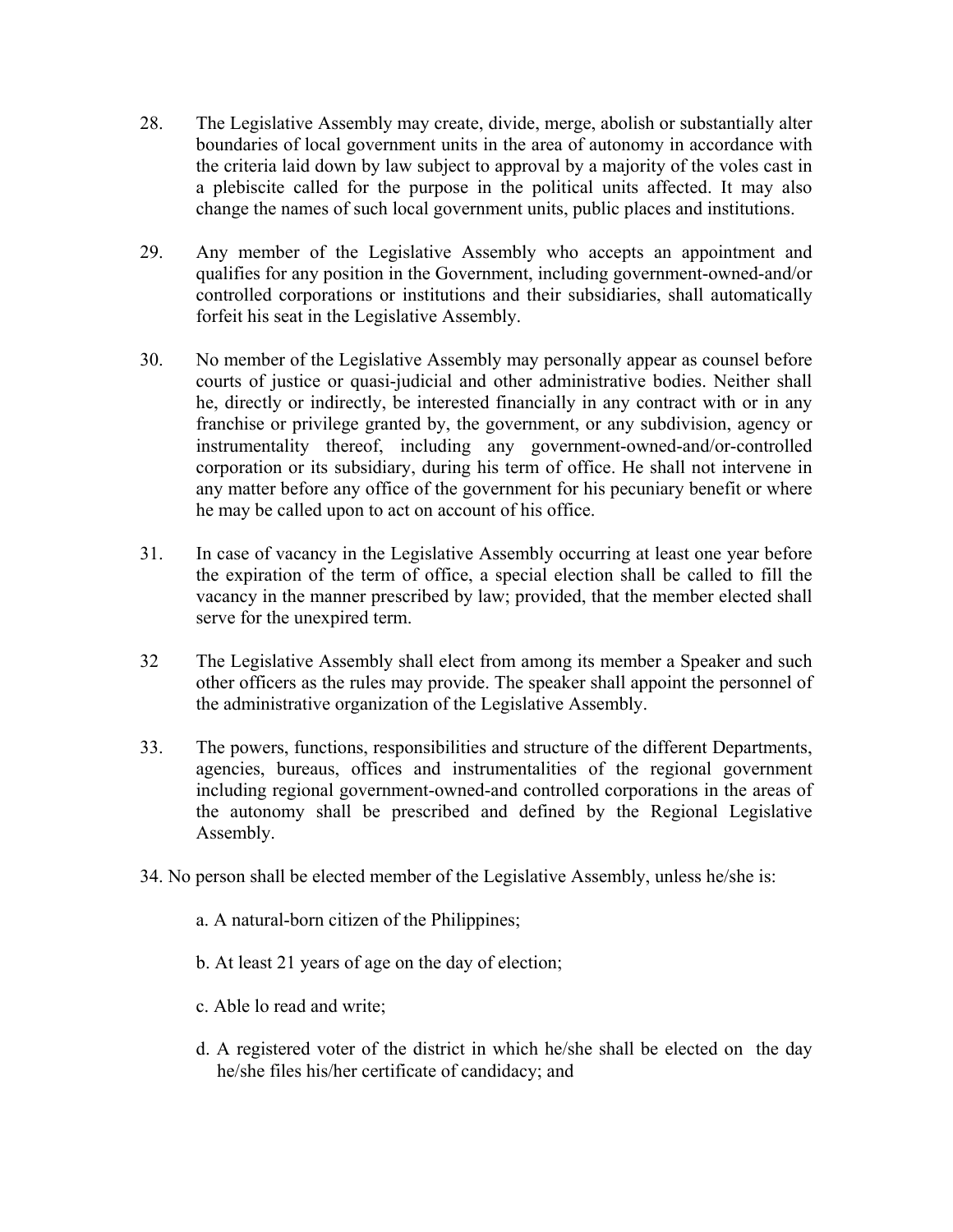28. The Legislative Assembly may create, divide, merge, abolish or substantially alter boundaries of local government units in the area of autonomy in accordance with the criteria laid down by law subject to approval by a majority of the voles cast in a plebiscite called for the purpose in the political units affected. It may also change the names of such local government units, public places and institutions.

29. Any member of the Legislative Assembly who accepts an appointment and qualifies for any position in the Government, including government-owned-and/or controlled corporations or institutions and their subsidiaries, shall automatically forfeit his seat in the Legislative Assembly.

30. No member of the Legislative Assembly may personally appear as counsel before courts of justice or quasi-judicial and other administrative bodies. Neither shall he, directly or indirectly, be interested financially in any contract with or in any franchise or privilege granted by, the government, or any subdivision, agency or instrumentality thereof, including any government-owned-and/or-controlled corporation or its subsidiary, during his term of office. He shall not intervene in any matter before any office of the government for his pecuniary benefit or where he may be called upon to act on account of his office.

31. In case of vacancy in the Legislative Assembly occurring at least one year before the expiration of the term of office, a special election shall be called to fill the vacancy in the manner prescribed by law; provided, that the member elected shall serve for the unexpired term.

32 The Legislative Assembly shall elect from among its member a Speaker and such other officers as the rules may provide. The speaker shall appoint the personnel of the administrative organization of the Legislative Assembly.

33. The powers, functions, responsibilities and structure of the different Departments, agencies, bureaus, offices and instrumentalities of the regional government including regional government-owned-and controlled corporations in the areas of the autonomy shall be prescribed and defined by the Regional Legislative Assembly.

34. No person shall be elected member of the Legislative Assembly, unless he/she is:

a. A natural-born citizen of the Philippines;

b. At least 21 years of age on the day of election;

c. Able lo read and write;

d. A registered voter of the district in which he/she shall be elected on the day he/she files his/her certificate of candidacy; and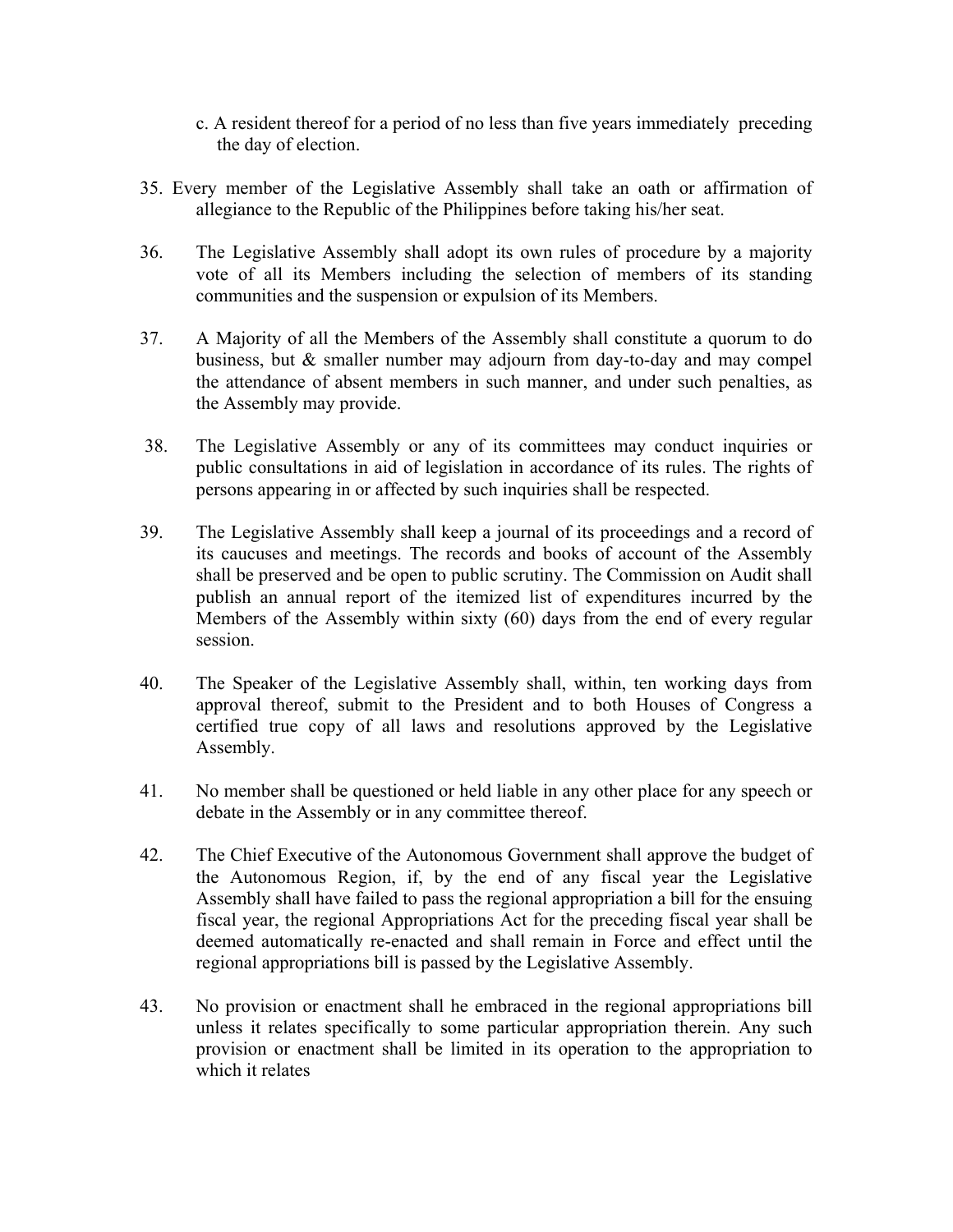c. A resident thereof for a period of no less than five years immediately preceding the day of election.

35. Every member of the Legislative Assembly shall take an oath or affirmation of allegiance to the Republic of the Philippines before taking his/her seat.

36. The Legislative Assembly shall adopt its own rules of procedure by a majority vote of all its Members including the selection of members of its standing communities and the suspension or expulsion of its Members.

37. A Majority of all the Members of the Assembly shall constitute a quorum to do business, but & smaller number may adjourn from day-to-day and may compel the attendance of absent members in such manner, and under such penalties, as the Assembly may provide.

38. The Legislative Assembly or any of its committees may conduct inquiries or public consultations in aid of legislation in accordance of its rules. The rights of persons appearing in or affected by such inquiries shall be respected.

39. The Legislative Assembly shall keep a journal of its proceedings and a record of its caucuses and meetings. The records and books of account of the Assembly shall be preserved and be open to public scrutiny. The Commission on Audit shall publish an annual report of the itemized list of expenditures incurred by the Members of the Assembly within sixty (60) days from the end of every regular session.

40. The Speaker of the Legislative Assembly shall, within, ten working days from approval thereof, submit to the President and to both Houses of Congress a certified true copy of all laws and resolutions approved by the Legislative Assembly.

41. No member shall be questioned or held liable in any other place for any speech or debate in the Assembly or in any committee thereof.

42. The Chief Executive of the Autonomous Government shall approve the budget of the Autonomous Region, if, by the end of any fiscal year the Legislative Assembly shall have failed to pass the regional appropriation a bill for the ensuing fiscal year, the regional Appropriations Act for the preceding fiscal year shall be deemed automatically re-enacted and shall remain in Force and effect until the regional appropriations bill is passed by the Legislative Assembly.

43. No provision or enactment shall he embraced in the regional appropriations bill unless it relates specifically to some particular appropriation therein. Any such provision or enactment shall be limited in its operation to the appropriation to which it relates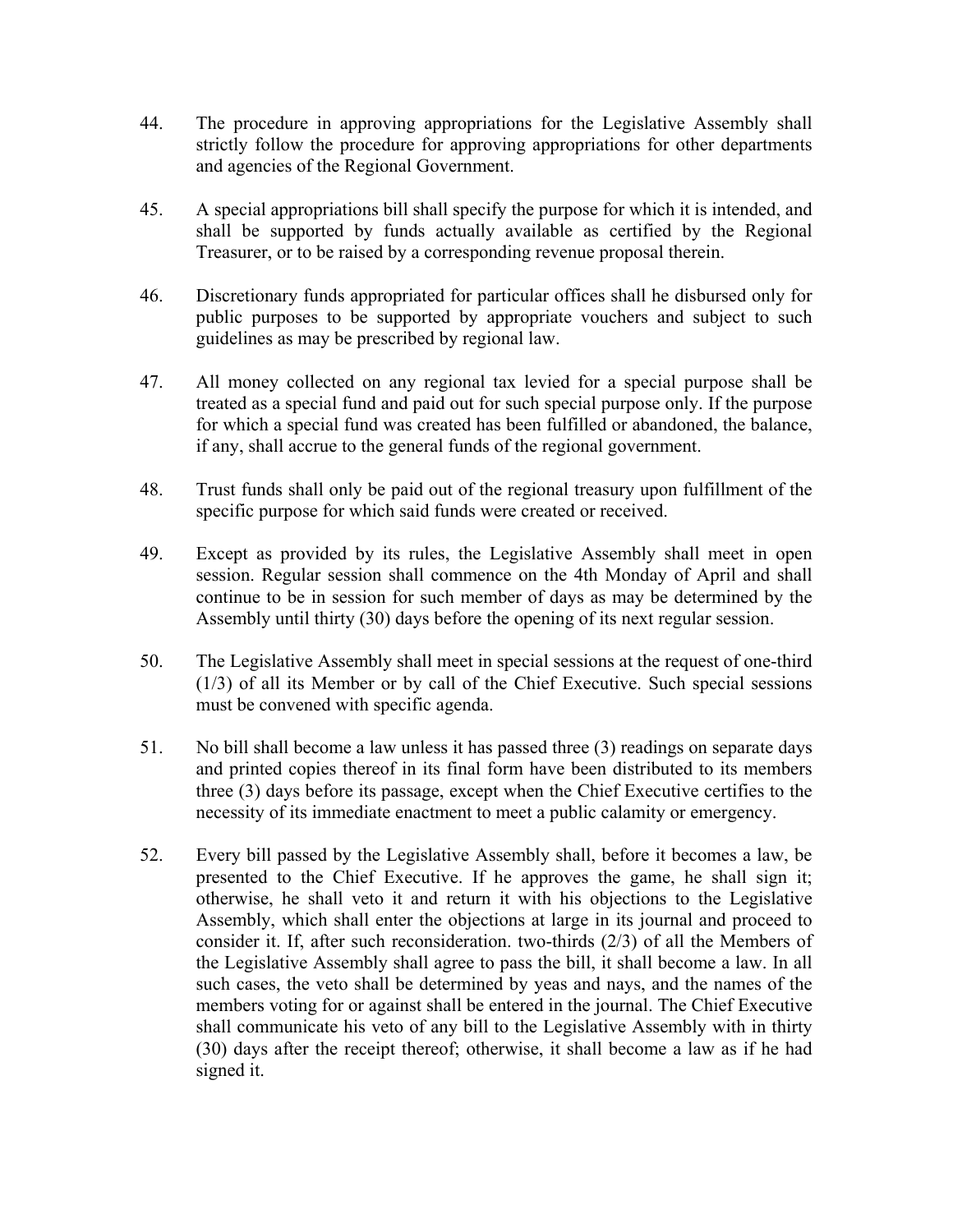44. The procedure in approving appropriations for the Legislative Assembly shall strictly follow the procedure for approving appropriations for other departments and agencies of the Regional Government.

45. A special appropriations bill shall specify the purpose for which it is intended, and shall be supported by funds actually available as certified by the Regional Treasurer, or to be raised by a corresponding revenue proposal therein.

46. Discretionary funds appropriated for particular offices shall he disbursed only for public purposes to be supported by appropriate vouchers and subject to such guidelines as may be prescribed by regional law.

47. All money collected on any regional tax levied for a special purpose shall be treated as a special fund and paid out for such special purpose only. If the purpose for which a special fund was created has been fulfilled or abandoned, the balance, if any, shall accrue to the general funds of the regional government.

48. Trust funds shall only be paid out of the regional treasury upon fulfillment of the specific purpose for which said funds were created or received.

49. Except as provided by its rules, the Legislative Assembly shall meet in open session. Regular session shall commence on the 4th Monday of April and shall continue to be in session for such member of days as may be determined by the Assembly until thirty (30) days before the opening of its next regular session.

50. The Legislative Assembly shall meet in special sessions at the request of one-third (1/3) of all its Member or by call of the Chief Executive. Such special sessions must be convened with specific agenda.

51. No bill shall become a law unless it has passed three (3) readings on separate days and printed copies thereof in its final form have been distributed to its members three (3) days before its passage, except when the Chief Executive certifies to the necessity of its immediate enactment to meet a public calamity or emergency.

52. Every bill passed by the Legislative Assembly shall, before it becomes a law, be presented to the Chief Executive. If he approves the game, he shall sign it; otherwise, he shall veto it and return it with his objections to the Legislative Assembly, which shall enter the objections at large in its journal and proceed to consider it. If, after such reconsideration. two-thirds (2/3) of all the Members of the Legislative Assembly shall agree to pass the bill, it shall become a law. In all such cases, the veto shall be determined by yeas and nays, and the names of the members voting for or against shall be entered in the journal. The Chief Executive shall communicate his veto of any bill to the Legislative Assembly with in thirty (30) days after the receipt thereof; otherwise, it shall become a law as if he had signed it.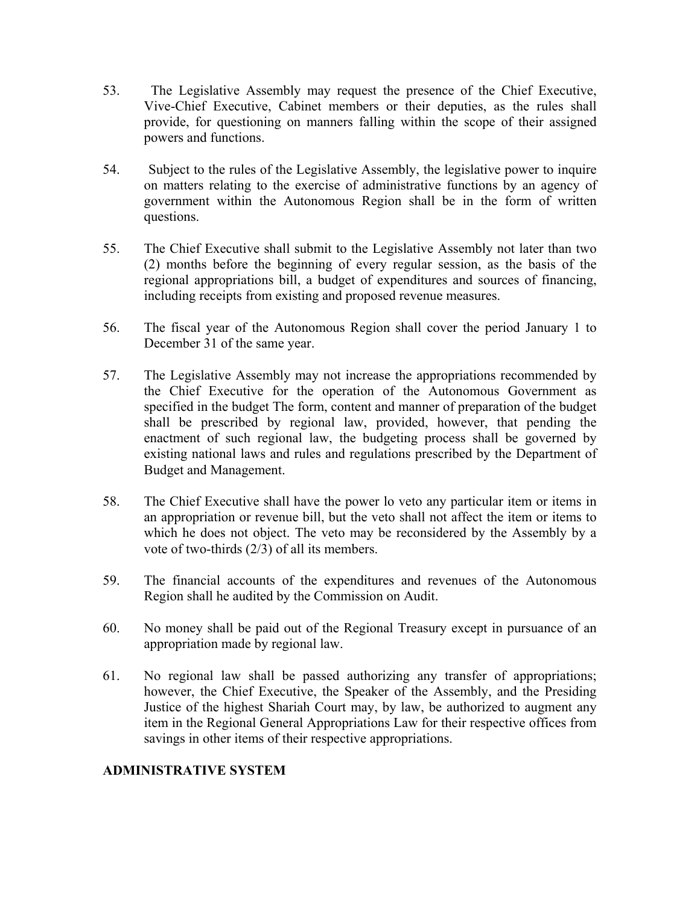53. The Legislative Assembly may request the presence of the Chief Executive, Vive-Chief Executive, Cabinet members or their deputies, as the rules shall provide, for questioning on manners falling within the scope of their assigned powers and functions.

54. Subject to the rules of the Legislative Assembly, the legislative power to inquire on matters relating to the exercise of administrative functions by an agency of government within the Autonomous Region shall be in the form of written questions.

55. The Chief Executive shall submit to the Legislative Assembly not later than two (2) months before the beginning of every regular session, as the basis of the regional appropriations bill, a budget of expenditures and sources of financing, including receipts from existing and proposed revenue measures.

56. The fiscal year of the Autonomous Region shall cover the period January 1 to December 31 of the same year.

57. The Legislative Assembly may not increase the appropriations recommended by the Chief Executive for the operation of the Autonomous Government as specified in the budget The form, content and manner of preparation of the budget shall be prescribed by regional law, provided, however, that pending the enactment of such regional law, the budgeting process shall be governed by existing national laws and rules and regulations prescribed by the Department of Budget and Management.

58. The Chief Executive shall have the power lo veto any particular item or items in an appropriation or revenue bill, but the veto shall not affect the item or items to which he does not object. The veto may be reconsidered by the Assembly by a vote of two-thirds (2/3) of all its members.

59. The financial accounts of the expenditures and revenues of the Autonomous Region shall he audited by the Commission on Audit.

60. No money shall be paid out of the Regional Treasury except in pursuance of an appropriation made by regional law.

61. No regional law shall be passed authorizing any transfer of appropriations; however, the Chief Executive, the Speaker of the Assembly, and the Presiding Justice of the highest Shariah Court may, by law, be authorized to augment any item in the Regional General Appropriations Law for their respective offices from savings in other items of their respective appropriations.

**ADMINISTRATIVE SYSTEM**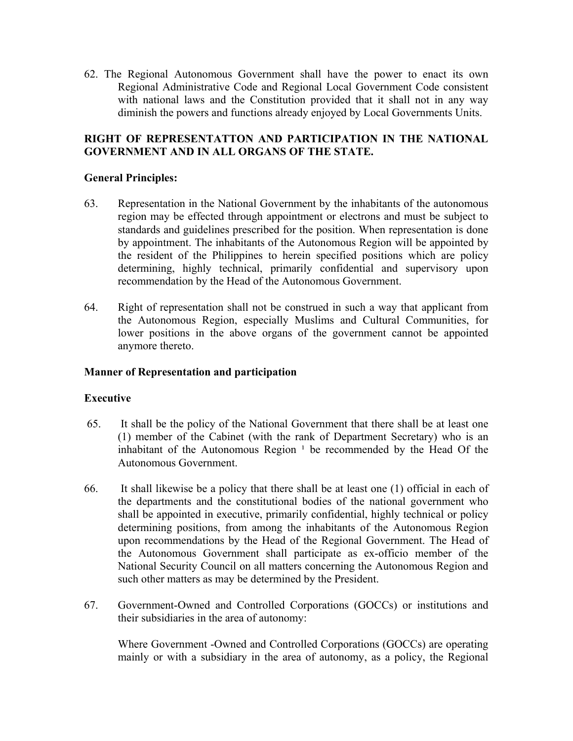62. The Regional Autonomous Government shall have the power to enact its own Regional Administrative Code and Regional Local Government Code consistent with national laws and the Constitution provided that it shall not in any way diminish the powers and functions already enjoyed by Local Governments Units.

**RIGHT OF REPRESENTATTON AND PARTICIPATION IN THE NATIONAL GOVERNMENT AND IN ALL ORGANS OF THE STATE.**

**General Principles:**

63. Representation in the National Government by the inhabitants of the autonomous region may be effected through appointment or electrons and must be subject to standards and guidelines prescribed for the position. When representation is done by appointment. The inhabitants of the Autonomous Region will be appointed by the resident of the Philippines to herein specified positions which are policy determining, highly technical, primarily confidential and supervisory upon recommendation by the Head of the Autonomous Government.

64. Right of representation shall not be construed in such a way that applicant from the Autonomous Region, especially Muslims and Cultural Communities, for lower positions in the above organs of the government cannot be appointed anymore thereto.

**Manner of Representation and participation**

**Executive**

65. It shall be the policy of the National Government that there shall be at least one (1) member of the Cabinet (with the rank of Department Secretary) who is an inhabitant of the Autonomous Region [1] be recommended by the Head Of the Autonomous Government.

66. It shall likewise be a policy that there shall be at least one (1) official in each of the departments and the constitutional bodies of the national government who shall be appointed in executive, primarily confidential, highly technical or policy determining positions, from among the inhabitants of the Autonomous Region upon recommendations by the Head of the Regional Government. The Head of the Autonomous Government shall participate as ex-officio member of the National Security Council on all matters concerning the Autonomous Region and such other matters as may be determined by the President.

67. Government-Owned and Controlled Corporations (GOCCs) or institutions and their subsidiaries in the area of autonomy:

    Where Government -Owned and Controlled Corporations (GOCCs) are operating mainly or with a subsidiary in the area of autonomy, as a policy, the Regional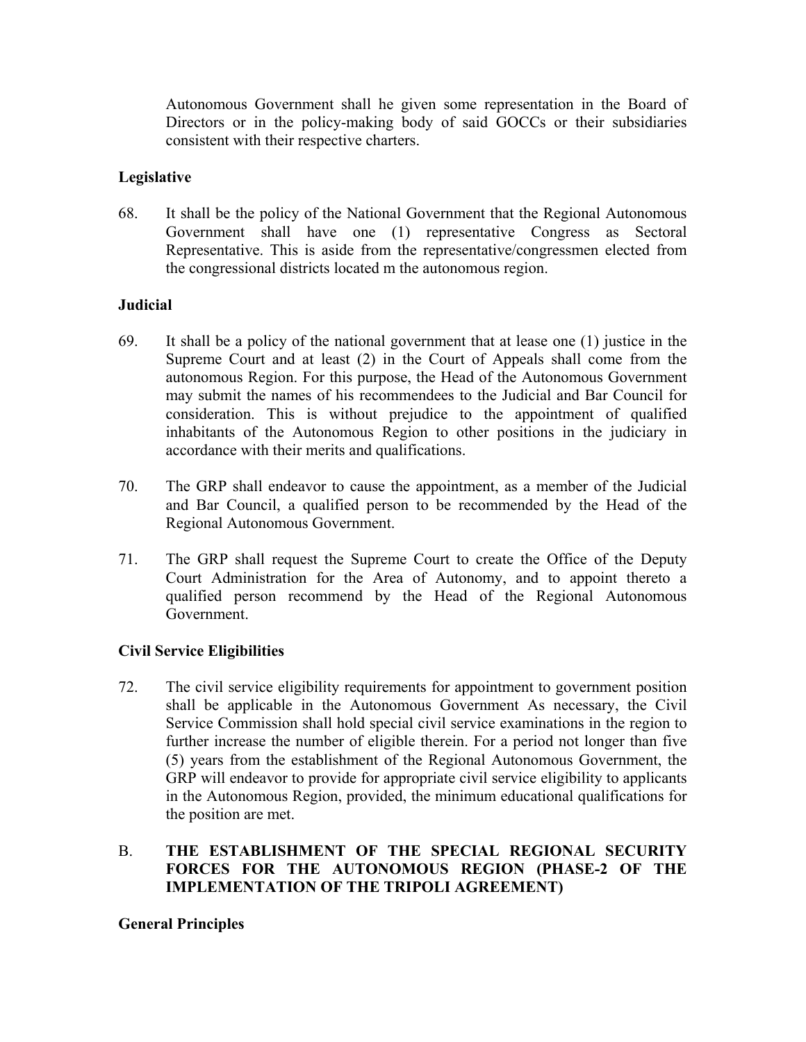Autonomous Government shall he given some representation in the Board of Directors or in the policy-making body of said GOCCs or their subsidiaries consistent with their respective charters.

**Legislative**

68. It shall be the policy of the National Government that the Regional Autonomous Government shall have one (1) representative Congress as Sectoral Representative. This is aside from the representative/congressmen elected from the congressional districts located m the autonomous region.

**Judicial**

69. It shall be a policy of the national government that at lease one (1) justice in the Supreme Court and at least (2) in the Court of Appeals shall come from the autonomous Region. For this purpose, the Head of the Autonomous Government may submit the names of his recommendees to the Judicial and Bar Council for consideration. This is without prejudice to the appointment of qualified inhabitants of the Autonomous Region to other positions in the judiciary in accordance with their merits and qualifications.

70. The GRP shall endeavor to cause the appointment, as a member of the Judicial and Bar Council, a qualified person to be recommended by the Head of the Regional Autonomous Government.

71. The GRP shall request the Supreme Court to create the Office of the Deputy Court Administration for the Area of Autonomy, and to appoint thereto a qualified person recommend by the Head of the Regional Autonomous Government.

**Civil Service Eligibilities**

72. The civil service eligibility requirements for appointment to government position shall be applicable in the Autonomous Government As necessary, the Civil Service Commission shall hold special civil service examinations in the region to further increase the number of eligible therein. For a period not longer than five (5) years from the establishment of the Regional Autonomous Government, the GRP will endeavor to provide for appropriate civil service eligibility to applicants in the Autonomous Region, provided, the minimum educational qualifications for the position are met.

B. **THE ESTABLISHMENT OF THE SPECIAL REGIONAL SECURITY FORCES FOR THE AUTONOMOUS REGION (PHASE-2 OF THE IMPLEMENTATION OF THE TRIPOLI AGREEMENT)**

**General Principles**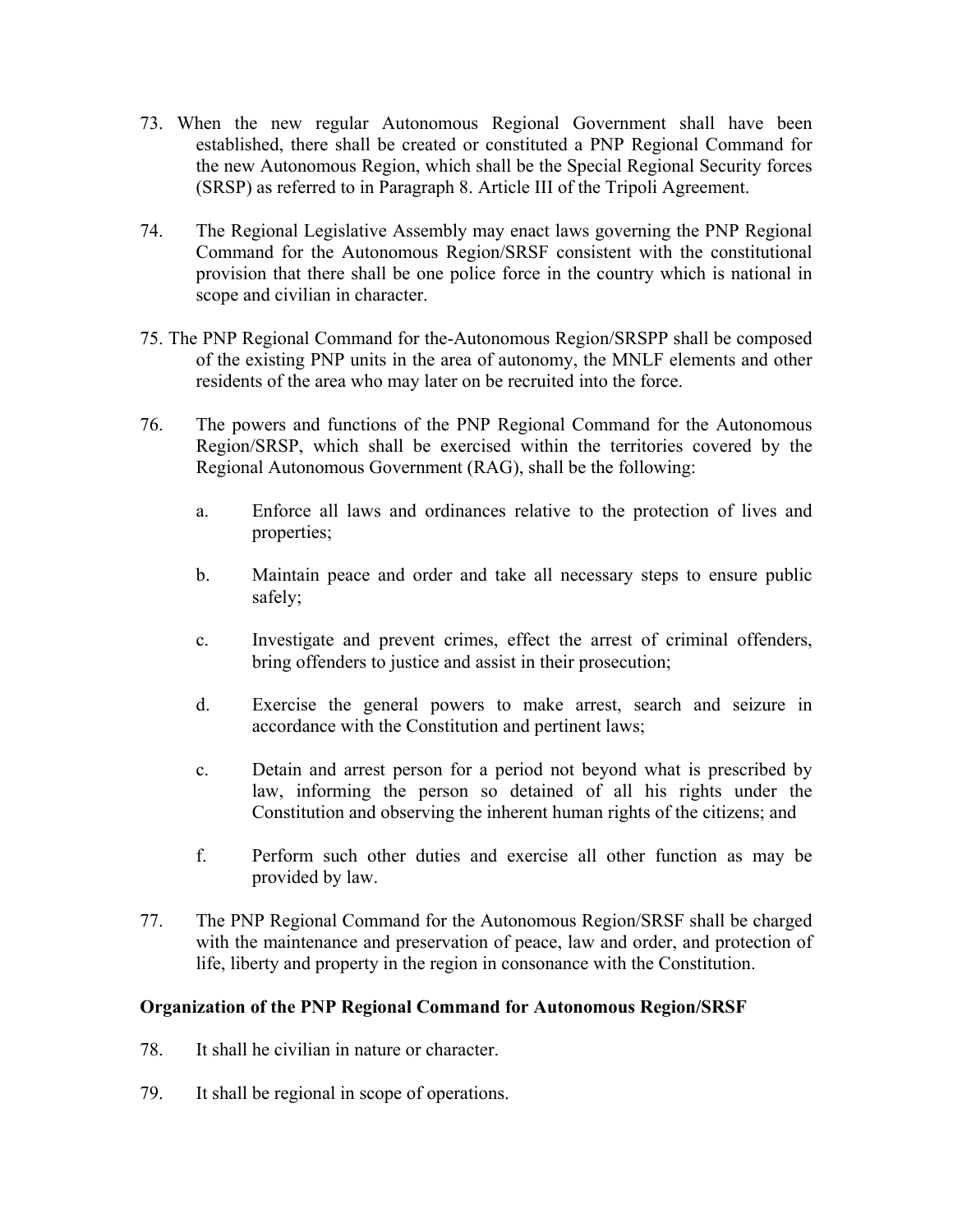73. When the new regular Autonomous Regional Government shall have been established, there shall be created or constituted a PNP Regional Command for the new Autonomous Region, which shall be the Special Regional Security forces (SRSP) as referred to in Paragraph 8. Article III of the Tripoli Agreement.

74. The Regional Legislative Assembly may enact laws governing the PNP Regional Command for the Autonomous Region/SRSF consistent with the constitutional provision that there shall be one police force in the country which is national in scope and civilian in character.

75. The PNP Regional Command for the-Autonomous Region/SRSPP shall be composed of the existing PNP units in the area of autonomy, the MNLF elements and other residents of the area who may later on be recruited into the force.

76. The powers and functions of the PNP Regional Command for the Autonomous Region/SRSP, which shall be exercised within the territories covered by the Regional Autonomous Government (RAG), shall be the following:

    a. Enforce all laws and ordinances relative to the protection of lives and properties;

    b. Maintain peace and order and take all necessary steps to ensure public safely;

    c. Investigate and prevent crimes, effect the arrest of criminal offenders, bring offenders to justice and assist in their prosecution;

    d. Exercise the general powers to make arrest, search and seizure in accordance with the Constitution and pertinent laws;

    c. Detain and arrest person for a period not beyond what is prescribed by law, informing the person so detained of all his rights under the Constitution and observing the inherent human rights of the citizens; and

    f. Perform such other duties and exercise all other function as may be provided by law.

77. The PNP Regional Command for the Autonomous Region/SRSF shall be charged with the maintenance and preservation of peace, law and order, and protection of life, liberty and property in the region in consonance with the Constitution.

**Organization of the PNP Regional Command for Autonomous Region/SRSF**

78. It shall he civilian in nature or character.

79. It shall be regional in scope of operations.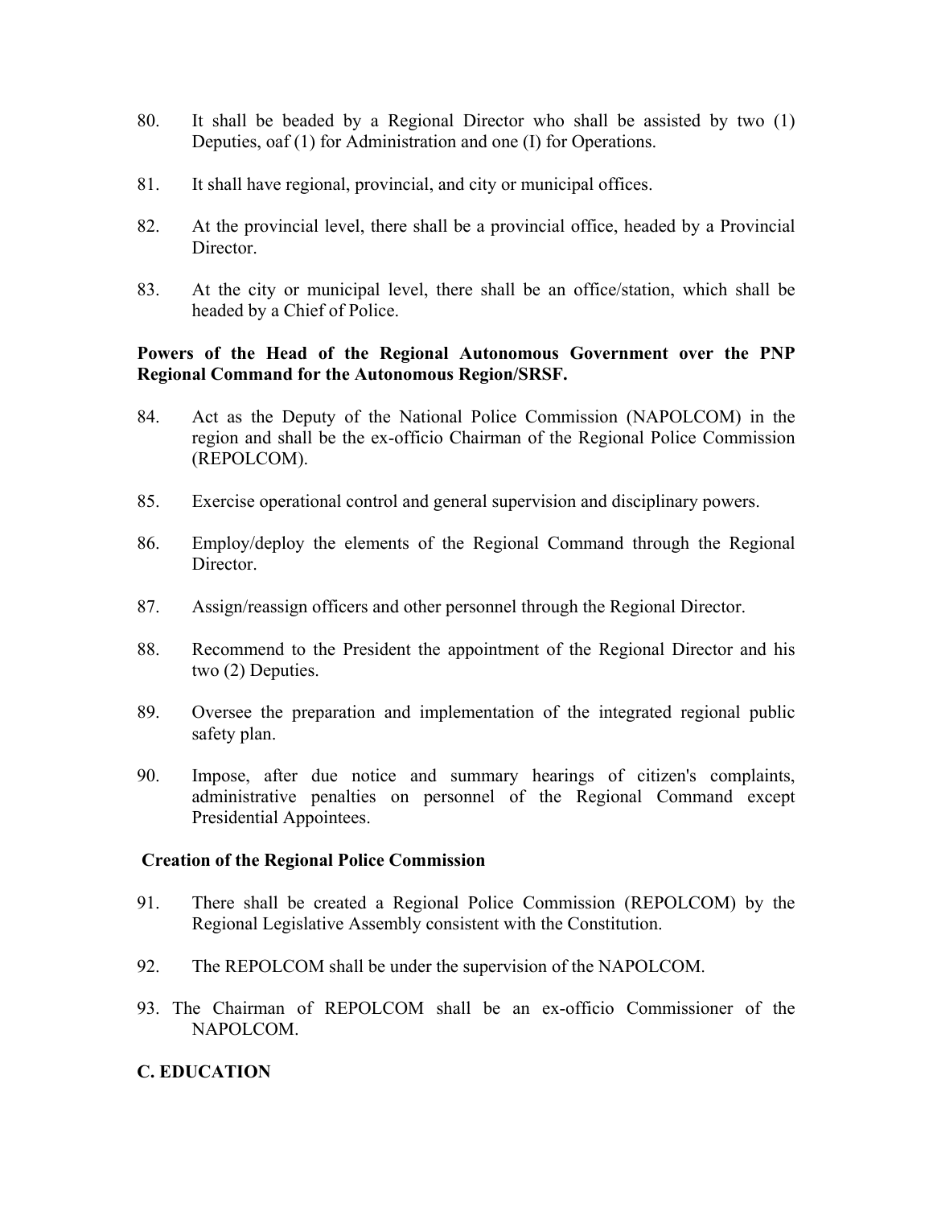80. It shall be beaded by a Regional Director who shall be assisted by two (1) Deputies, oaf (1) for Administration and one (I) for Operations.

81. It shall have regional, provincial, and city or municipal offices.

82. At the provincial level, there shall be a provincial office, headed by a Provincial Director.

83. At the city or municipal level, there shall be an office/station, which shall be headed by a Chief of Police.

**Powers of the Head of the Regional Autonomous Government over the PNP Regional Command for the Autonomous Region/SRSF.**

84. Act as the Deputy of the National Police Commission (NAPOLCOM) in the region and shall be the ex-officio Chairman of the Regional Police Commission (REPOLCOM).

85. Exercise operational control and general supervision and disciplinary powers.

86. Employ/deploy the elements of the Regional Command through the Regional Director.

87. Assign/reassign officers and other personnel through the Regional Director.

88. Recommend to the President the appointment of the Regional Director and his two (2) Deputies.

89. Oversee the preparation and implementation of the integrated regional public safety plan.

90. Impose, after due notice and summary hearings of citizen's complaints, administrative penalties on personnel of the Regional Command except Presidential Appointees.

**Creation of the Regional Police Commission**

91. There shall be created a Regional Police Commission (REPOLCOM) by the Regional Legislative Assembly consistent with the Constitution.

92. The REPOLCOM shall be under the supervision of the NAPOLCOM.

93. The Chairman of REPOLCOM shall be an ex-officio Commissioner of the NAPOLCOM.

**C. EDUCATION**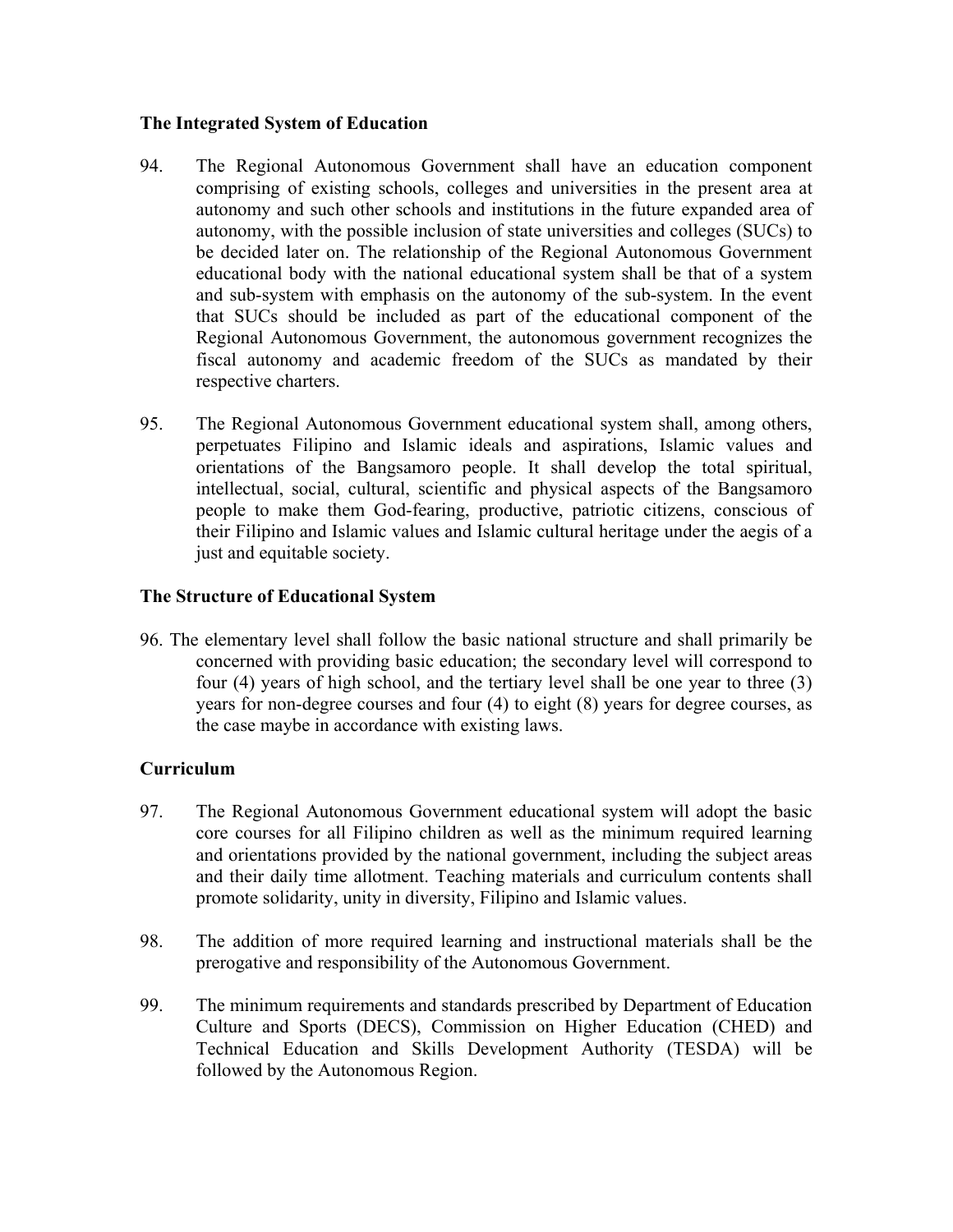**The Integrated System of Education**

94. The Regional Autonomous Government shall have an education component comprising of existing schools, colleges and universities in the present area at autonomy and such other schools and institutions in the future expanded area of autonomy, with the possible inclusion of state universities and colleges (SUCs) to be decided later on. The relationship of the Regional Autonomous Government educational body with the national educational system shall be that of a system and sub-system with emphasis on the autonomy of the sub-system. In the event that SUCs should be included as part of the educational component of the Regional Autonomous Government, the autonomous government recognizes the fiscal autonomy and academic freedom of the SUCs as mandated by their respective charters.

95. The Regional Autonomous Government educational system shall, among others, perpetuates Filipino and Islamic ideals and aspirations, Islamic values and orientations of the Bangsamoro people. It shall develop the total spiritual, intellectual, social, cultural, scientific and physical aspects of the Bangsamoro people to make them God-fearing, productive, patriotic citizens, conscious of their Filipino and Islamic values and Islamic cultural heritage under the aegis of a just and equitable society.

**The Structure of Educational System**

96. The elementary level shall follow the basic national structure and shall primarily be concerned with providing basic education; the secondary level will correspond to four (4) years of high school, and the tertiary level shall be one year to three (3) years for non-degree courses and four (4) to eight (8) years for degree courses, as the case maybe in accordance with existing laws.

**Curriculum**

97. The Regional Autonomous Government educational system will adopt the basic core courses for all Filipino children as well as the minimum required learning and orientations provided by the national government, including the subject areas and their daily time allotment. Teaching materials and curriculum contents shall promote solidarity, unity in diversity, Filipino and Islamic values.

98. The addition of more required learning and instructional materials shall be the prerogative and responsibility of the Autonomous Government.

99. The minimum requirements and standards prescribed by Department of Education Culture and Sports (DECS), Commission on Higher Education (CHED) and Technical Education and Skills Development Authority (TESDA) will be followed by the Autonomous Region.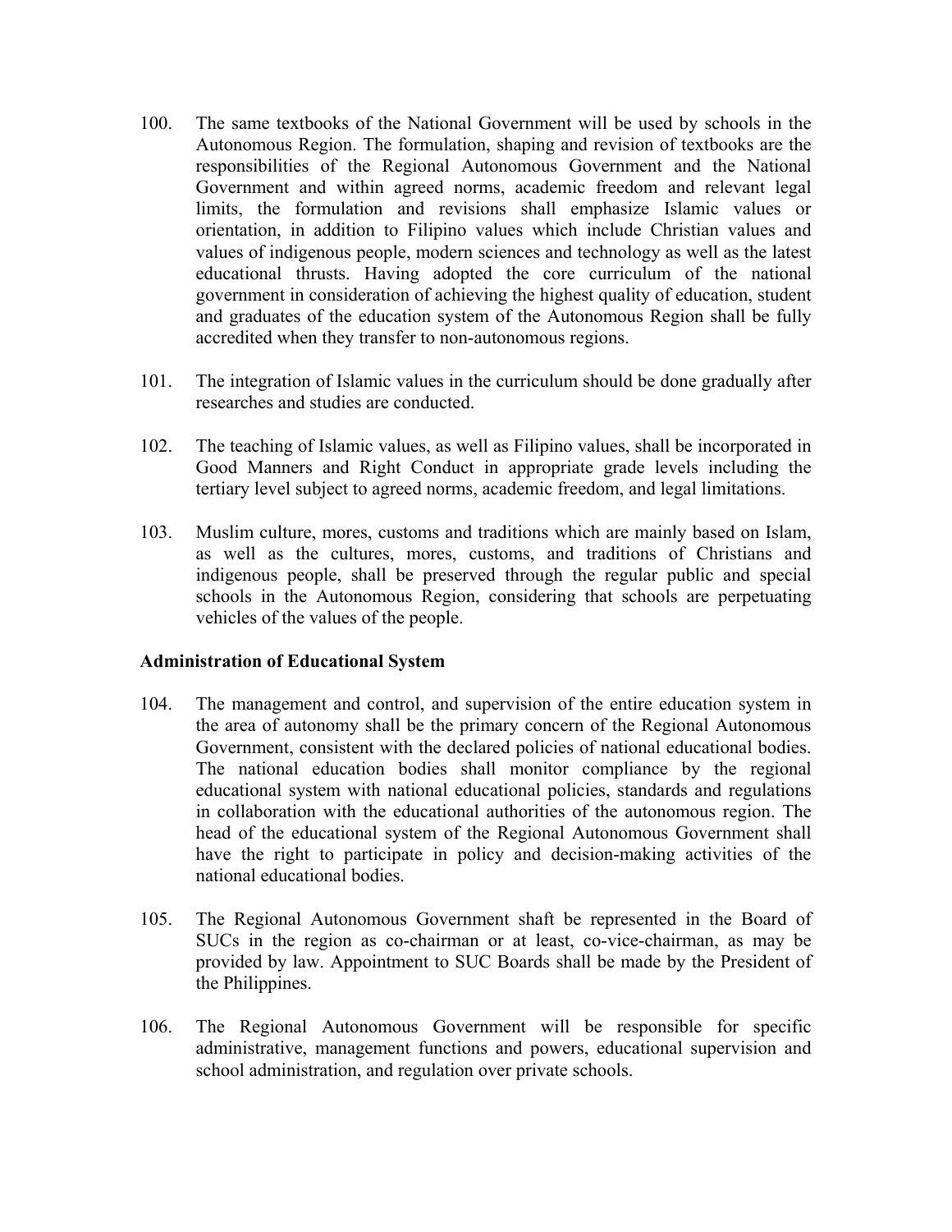100. The same textbooks of the National Government will be used by schools in the Autonomous Region. The formulation, shaping and revision of textbooks are the responsibilities of the Regional Autonomous Government and the National Government and within agreed norms, academic freedom and relevant legal limits, the formulation and revisions shall emphasize Islamic values or orientation, in addition to Filipino values which include Christian values and values of indigenous people, modern sciences and technology as well as the latest educational thrusts. Having adopted the core curriculum of the national government in consideration of achieving the highest quality of education, student and graduates of the education system of the Autonomous Region shall be fully accredited when they transfer to non-autonomous regions.

101. The integration of Islamic values in the curriculum should be done gradually after researches and studies are conducted.

102. The teaching of Islamic values, as well as Filipino values, shall be incorporated in Good Manners and Right Conduct in appropriate grade levels including the tertiary level subject to agreed norms, academic freedom, and legal limitations.

103. Muslim culture, mores, customs and traditions which are mainly based on Islam, as well as the cultures, mores, customs, and traditions of Christians and indigenous people, shall be preserved through the regular public and special schools in the Autonomous Region, considering that schools are perpetuating vehicles of the values of the people.

**Administration of Educational System**

104. The management and control, and supervision of the entire education system in the area of autonomy shall be the primary concern of the Regional Autonomous Government, consistent with the declared policies of national educational bodies. The national education bodies shall monitor compliance by the regional educational system with national educational policies, standards and regulations in collaboration with the educational authorities of the autonomous region. The head of the educational system of the Regional Autonomous Government shall have the right to participate in policy and decision-making activities of the national educational bodies.

105. The Regional Autonomous Government shaft be represented in the Board of SUCs in the region as co-chairman or at least, co-vice-chairman, as may be provided by law. Appointment to SUC Boards shall be made by the President of the Philippines.

106. The Regional Autonomous Government will be responsible for specific administrative, management functions and powers, educational supervision and school administration, and regulation over private schools.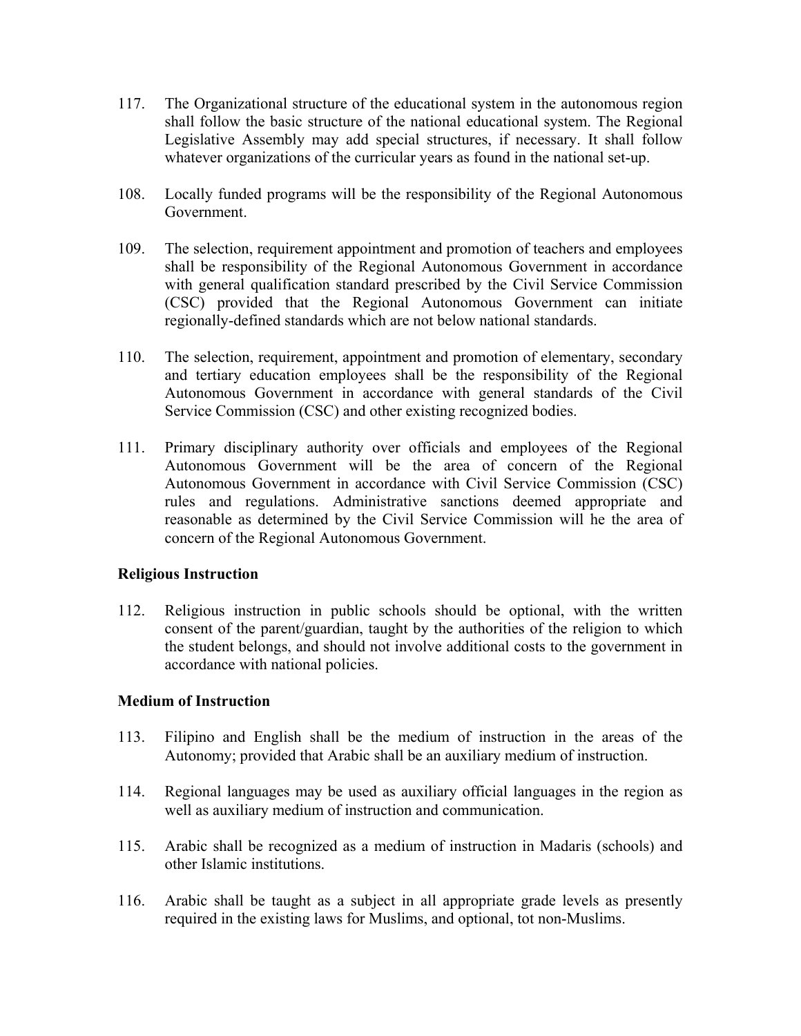117. The Organizational structure of the educational system in the autonomous region shall follow the basic structure of the national educational system. The Regional Legislative Assembly may add special structures, if necessary. It shall follow whatever organizations of the curricular years as found in the national set-up.

108. Locally funded programs will be the responsibility of the Regional Autonomous Government.

109. The selection, requirement appointment and promotion of teachers and employees shall be responsibility of the Regional Autonomous Government in accordance with general qualification standard prescribed by the Civil Service Commission (CSC) provided that the Regional Autonomous Government can initiate regionally-defined standards which are not below national standards.

110. The selection, requirement, appointment and promotion of elementary, secondary and tertiary education employees shall be the responsibility of the Regional Autonomous Government in accordance with general standards of the Civil Service Commission (CSC) and other existing recognized bodies.

111. Primary disciplinary authority over officials and employees of the Regional Autonomous Government will be the area of concern of the Regional Autonomous Government in accordance with Civil Service Commission (CSC) rules and regulations. Administrative sanctions deemed appropriate and reasonable as determined by the Civil Service Commission will he the area of concern of the Regional Autonomous Government.

**Religious Instruction**

112. Religious instruction in public schools should be optional, with the written consent of the parent/guardian, taught by the authorities of the religion to which the student belongs, and should not involve additional costs to the government in accordance with national policies.

**Medium of Instruction**

113. Filipino and English shall be the medium of instruction in the areas of the Autonomy; provided that Arabic shall be an auxiliary medium of instruction.

114. Regional languages may be used as auxiliary official languages in the region as well as auxiliary medium of instruction and communication.

115. Arabic shall be recognized as a medium of instruction in Madaris (schools) and other Islamic institutions.

116. Arabic shall be taught as a subject in all appropriate grade levels as presently required in the existing laws for Muslims, and optional, tot non-Muslims.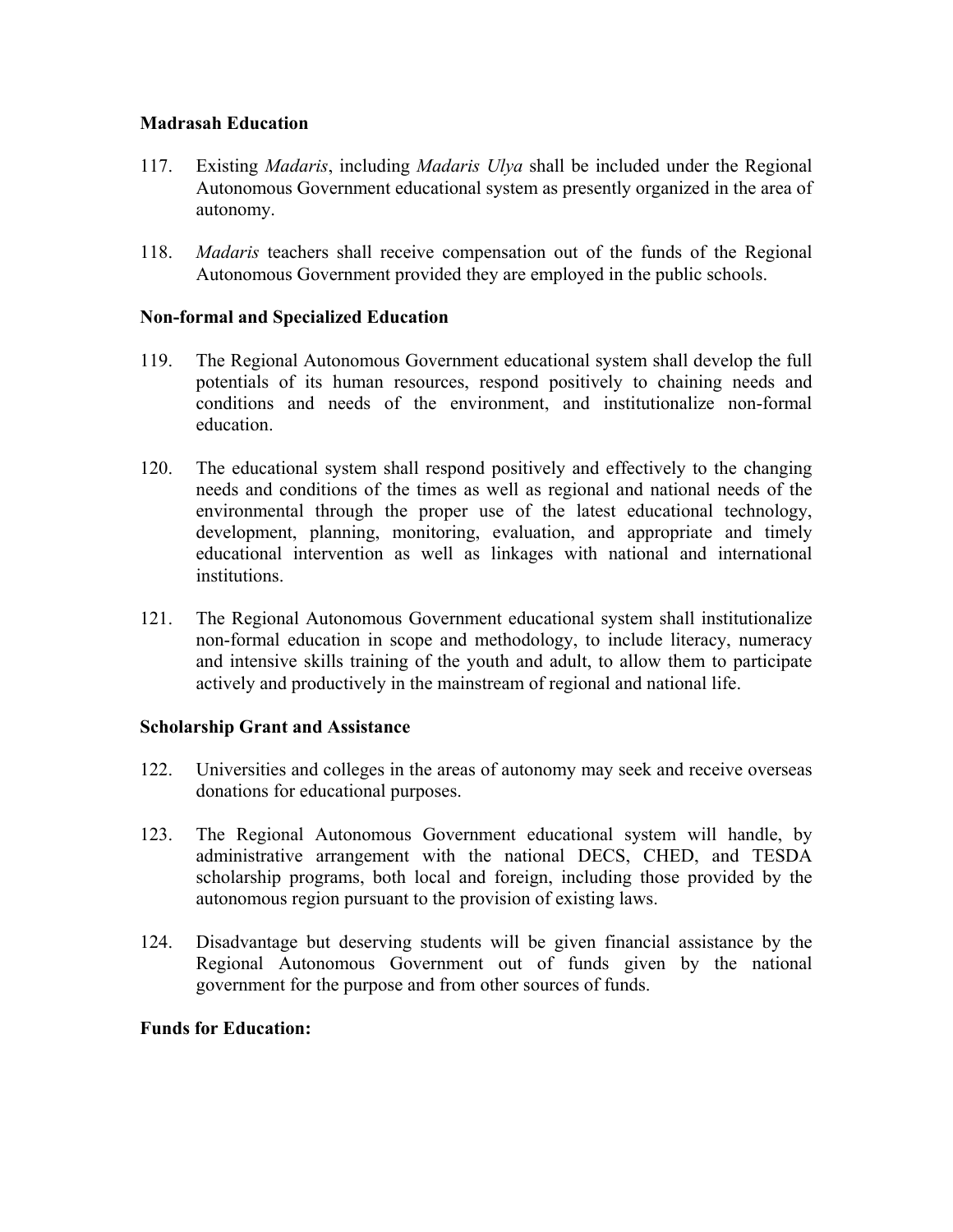**Madrasah Education**

117. Existing *Madaris*, including *Madaris Ulya* shall be included under the Regional Autonomous Government educational system as presently organized in the area of autonomy.

118. *Madaris* teachers shall receive compensation out of the funds of the Regional Autonomous Government provided they are employed in the public schools.

**Non-formal and Specialized Education**

119. The Regional Autonomous Government educational system shall develop the full potentials of its human resources, respond positively to chaining needs and conditions and needs of the environment, and institutionalize non-formal education.

120. The educational system shall respond positively and effectively to the changing needs and conditions of the times as well as regional and national needs of the environmental through the proper use of the latest educational technology, development, planning, monitoring, evaluation, and appropriate and timely educational intervention as well as linkages with national and international institutions.

121. The Regional Autonomous Government educational system shall institutionalize non-formal education in scope and methodology, to include literacy, numeracy and intensive skills training of the youth and adult, to allow them to participate actively and productively in the mainstream of regional and national life.

**Scholarship Grant and Assistance**

122. Universities and colleges in the areas of autonomy may seek and receive overseas donations for educational purposes.

123. The Regional Autonomous Government educational system will handle, by administrative arrangement with the national DECS, CHED, and TESDA scholarship programs, both local and foreign, including those provided by the autonomous region pursuant to the provision of existing laws.

124. Disadvantage but deserving students will be given financial assistance by the Regional Autonomous Government out of funds given by the national government for the purpose and from other sources of funds.

**Funds for Education:**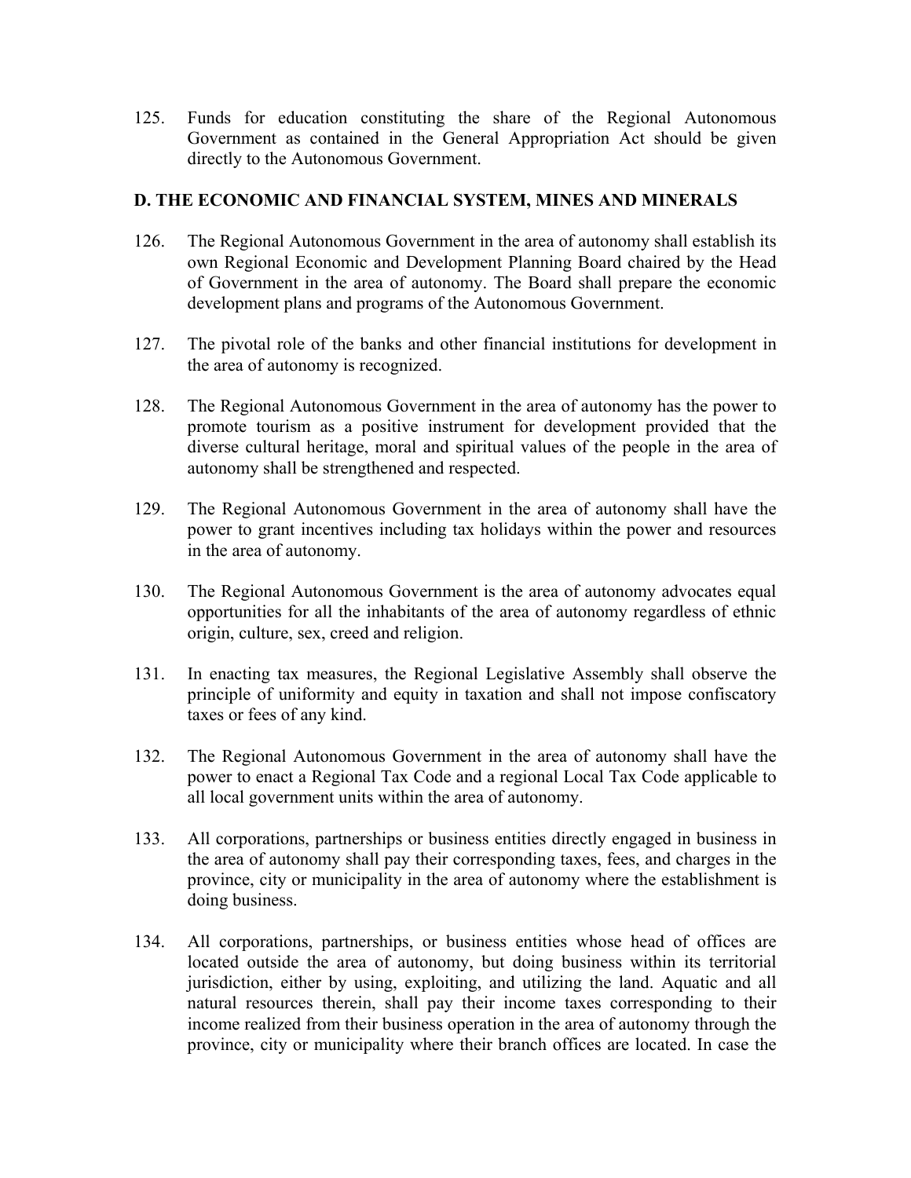125. Funds for education constituting the share of the Regional Autonomous Government as contained in the General Appropriation Act should be given directly to the Autonomous Government.

**D. THE ECONOMIC AND FINANCIAL SYSTEM, MINES AND MINERALS**

126. The Regional Autonomous Government in the area of autonomy shall establish its own Regional Economic and Development Planning Board chaired by the Head of Government in the area of autonomy. The Board shall prepare the economic development plans and programs of the Autonomous Government.

127. The pivotal role of the banks and other financial institutions for development in the area of autonomy is recognized.

128. The Regional Autonomous Government in the area of autonomy has the power to promote tourism as a positive instrument for development provided that the diverse cultural heritage, moral and spiritual values of the people in the area of autonomy shall be strengthened and respected.

129. The Regional Autonomous Government in the area of autonomy shall have the power to grant incentives including tax holidays within the power and resources in the area of autonomy.

130. The Regional Autonomous Government is the area of autonomy advocates equal opportunities for all the inhabitants of the area of autonomy regardless of ethnic origin, culture, sex, creed and religion.

131. In enacting tax measures, the Regional Legislative Assembly shall observe the principle of uniformity and equity in taxation and shall not impose confiscatory taxes or fees of any kind.

132. The Regional Autonomous Government in the area of autonomy shall have the power to enact a Regional Tax Code and a regional Local Tax Code applicable to all local government units within the area of autonomy.

133. All corporations, partnerships or business entities directly engaged in business in the area of autonomy shall pay their corresponding taxes, fees, and charges in the province, city or municipality in the area of autonomy where the establishment is doing business.

134. All corporations, partnerships, or business entities whose head of offices are located outside the area of autonomy, but doing business within its territorial jurisdiction, either by using, exploiting, and utilizing the land. Aquatic and all natural resources therein, shall pay their income taxes corresponding to their income realized from their business operation in the area of autonomy through the province, city or municipality where their branch offices are located. In case the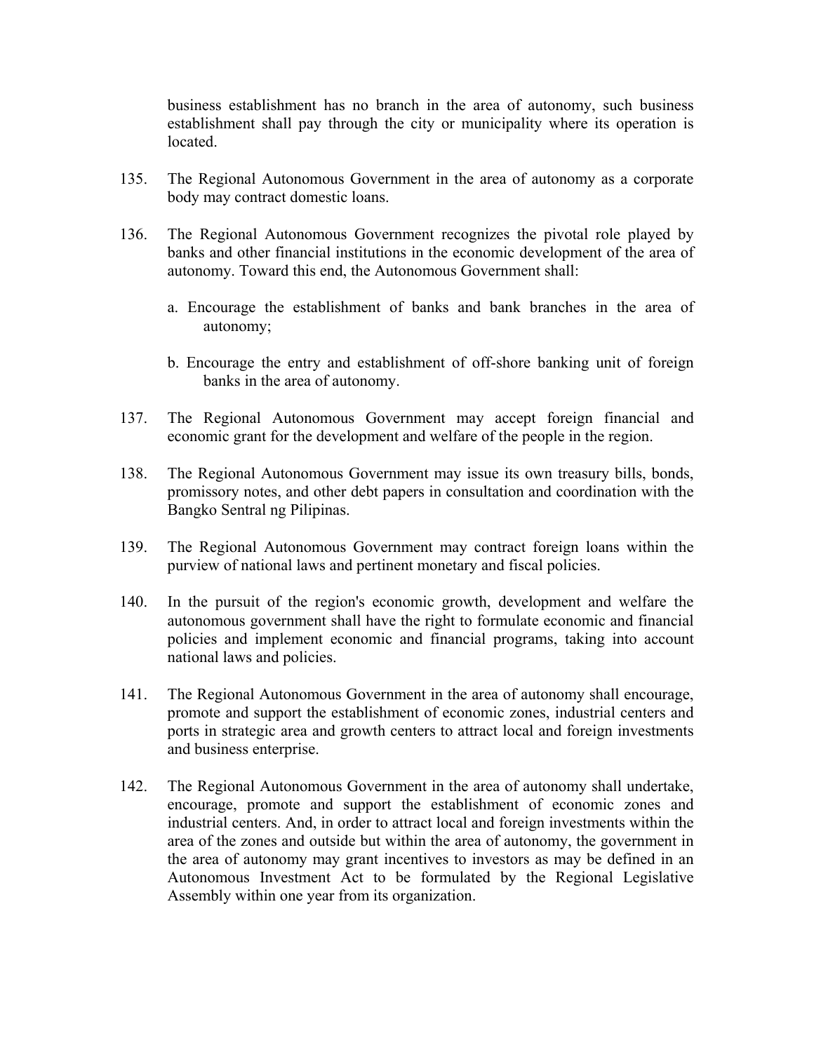business establishment has no branch in the area of autonomy, such business establishment shall pay through the city or municipality where its operation is located.

135. The Regional Autonomous Government in the area of autonomy as a corporate body may contract domestic loans.

136. The Regional Autonomous Government recognizes the pivotal role played by banks and other financial institutions in the economic development of the area of autonomy. Toward this end, the Autonomous Government shall:

    a. Encourage the establishment of banks and bank branches in the area of autonomy;

    b. Encourage the entry and establishment of off-shore banking unit of foreign banks in the area of autonomy.

137. The Regional Autonomous Government may accept foreign financial and economic grant for the development and welfare of the people in the region.

138. The Regional Autonomous Government may issue its own treasury bills, bonds, promissory notes, and other debt papers in consultation and coordination with the Bangko Sentral ng Pilipinas.

139. The Regional Autonomous Government may contract foreign loans within the purview of national laws and pertinent monetary and fiscal policies.

140. In the pursuit of the region's economic growth, development and welfare the autonomous government shall have the right to formulate economic and financial policies and implement economic and financial programs, taking into account national laws and policies.

141. The Regional Autonomous Government in the area of autonomy shall encourage, promote and support the establishment of economic zones, industrial centers and ports in strategic area and growth centers to attract local and foreign investments and business enterprise.

142. The Regional Autonomous Government in the area of autonomy shall undertake, encourage, promote and support the establishment of economic zones and industrial centers. And, in order to attract local and foreign investments within the area of the zones and outside but within the area of autonomy, the government in the area of autonomy may grant incentives to investors as may be defined in an Autonomous Investment Act to be formulated by the Regional Legislative Assembly within one year from its organization.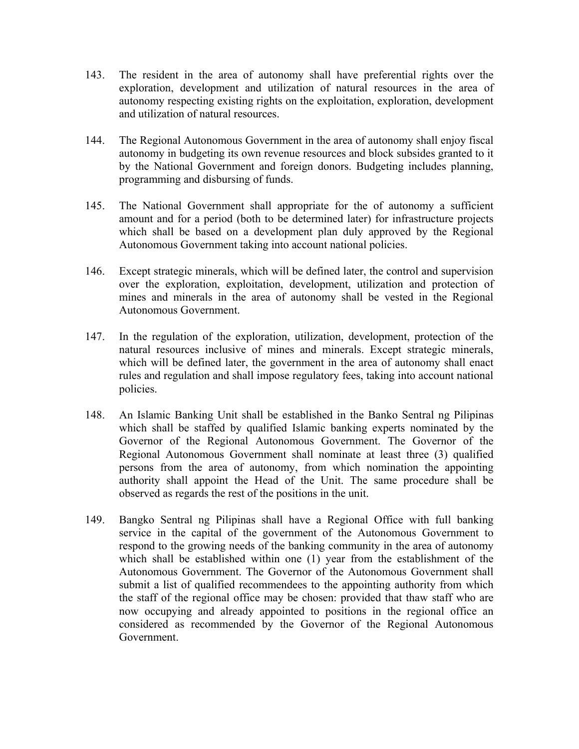143. The resident in the area of autonomy shall have preferential rights over the exploration, development and utilization of natural resources in the area of autonomy respecting existing rights on the exploitation, exploration, development and utilization of natural resources.

144. The Regional Autonomous Government in the area of autonomy shall enjoy fiscal autonomy in budgeting its own revenue resources and block subsides granted to it by the National Government and foreign donors. Budgeting includes planning, programming and disbursing of funds.

145. The National Government shall appropriate for the of autonomy a sufficient amount and for a period (both to be determined later) for infrastructure projects which shall be based on a development plan duly approved by the Regional Autonomous Government taking into account national policies.

146. Except strategic minerals, which will be defined later, the control and supervision over the exploration, exploitation, development, utilization and protection of mines and minerals in the area of autonomy shall be vested in the Regional Autonomous Government.

147. In the regulation of the exploration, utilization, development, protection of the natural resources inclusive of mines and minerals. Except strategic minerals, which will be defined later, the government in the area of autonomy shall enact rules and regulation and shall impose regulatory fees, taking into account national policies.

148. An Islamic Banking Unit shall be established in the Banko Sentral ng Pilipinas which shall be staffed by qualified Islamic banking experts nominated by the Governor of the Regional Autonomous Government. The Governor of the Regional Autonomous Government shall nominate at least three (3) qualified persons from the area of autonomy, from which nomination the appointing authority shall appoint the Head of the Unit. The same procedure shall be observed as regards the rest of the positions in the unit.

149. Bangko Sentral ng Pilipinas shall have a Regional Office with full banking service in the capital of the government of the Autonomous Government to respond to the growing needs of the banking community in the area of autonomy which shall be established within one (1) year from the establishment of the Autonomous Government. The Governor of the Autonomous Government shall submit a list of qualified recommendees to the appointing authority from which the staff of the regional office may be chosen: provided that thaw staff who are now occupying and already appointed to positions in the regional office an considered as recommended by the Governor of the Regional Autonomous Government.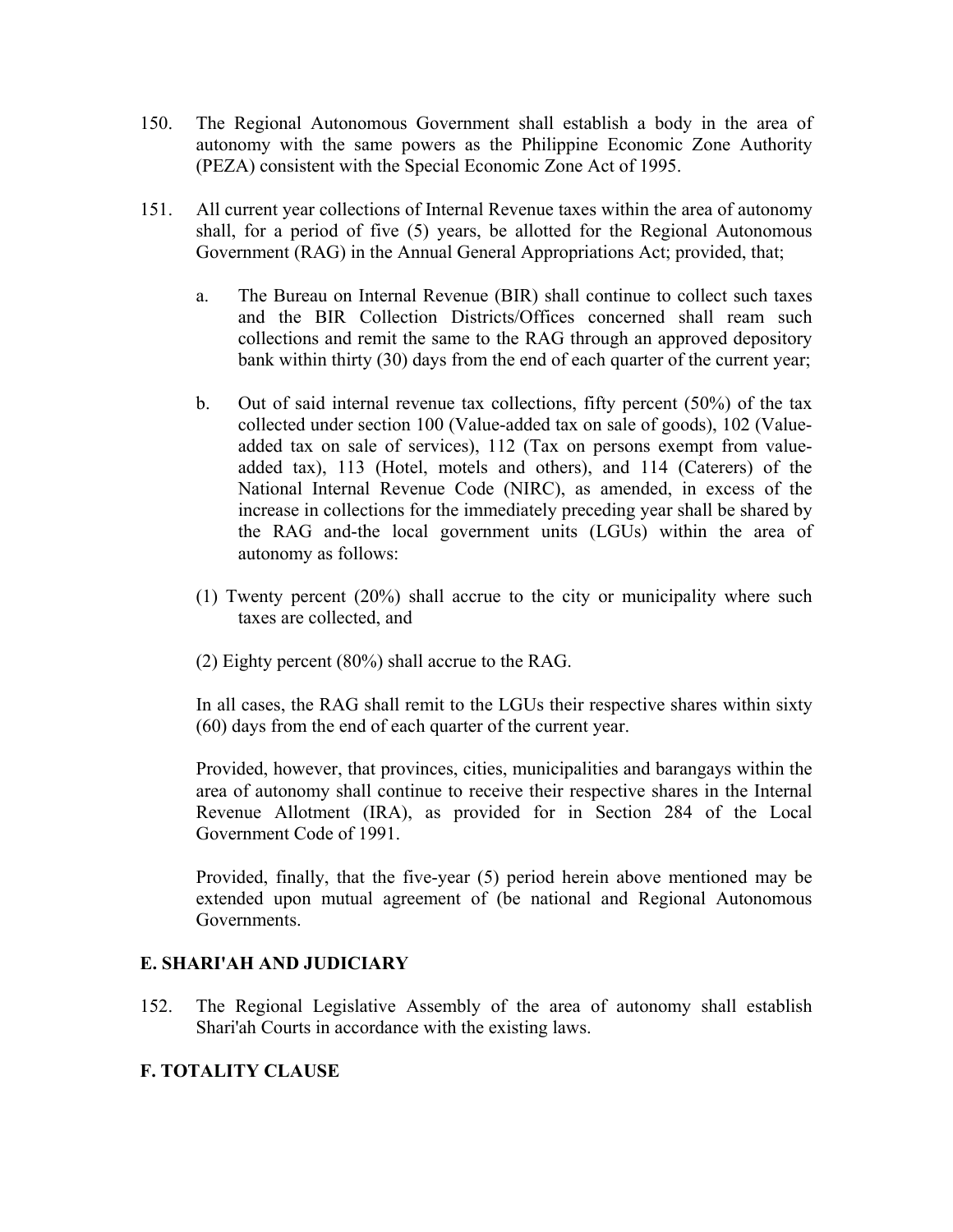150. The Regional Autonomous Government shall establish a body in the area of autonomy with the same powers as the Philippine Economic Zone Authority (PEZA) consistent with the Special Economic Zone Act of 1995.

151. All current year collections of Internal Revenue taxes within the area of autonomy shall, for a period of five (5) years, be allotted for the Regional Autonomous Government (RAG) in the Annual General Appropriations Act; provided, that;

   a. The Bureau on Internal Revenue (BIR) shall continue to collect such taxes and the BIR Collection Districts/Offices concerned shall ream such collections and remit the same to the RAG through an approved depository bank within thirty (30) days from the end of each quarter of the current year;

   b. Out of said internal revenue tax collections, fifty percent (50%) of the tax collected under section 100 (Value-added tax on sale of goods), 102 (Value-added tax on sale of services), 112 (Tax on persons exempt from value-added tax), 113 (Hotel, motels and others), and 114 (Caterers) of the National Internal Revenue Code (NIRC), as amended, in excess of the increase in collections for the immediately preceding year shall be shared by the RAG and-the local government units (LGUs) within the area of autonomy as follows:

   (1) Twenty percent (20%) shall accrue to the city or municipality where such taxes are collected, and

   (2) Eighty percent (80%) shall accrue to the RAG.

   In all cases, the RAG shall remit to the LGUs their respective shares within sixty (60) days from the end of each quarter of the current year.

   Provided, however, that provinces, cities, municipalities and barangays within the area of autonomy shall continue to receive their respective shares in the Internal Revenue Allotment (IRA), as provided for in Section 284 of the Local Government Code of 1991.

   Provided, finally, that the five-year (5) period herein above mentioned may be extended upon mutual agreement of (be national and Regional Autonomous Governments.

### E. SHARI'AH AND JUDICIARY

152. The Regional Legislative Assembly of the area of autonomy shall establish Shari'ah Courts in accordance with the existing laws.

### F. TOTALITY CLAUSE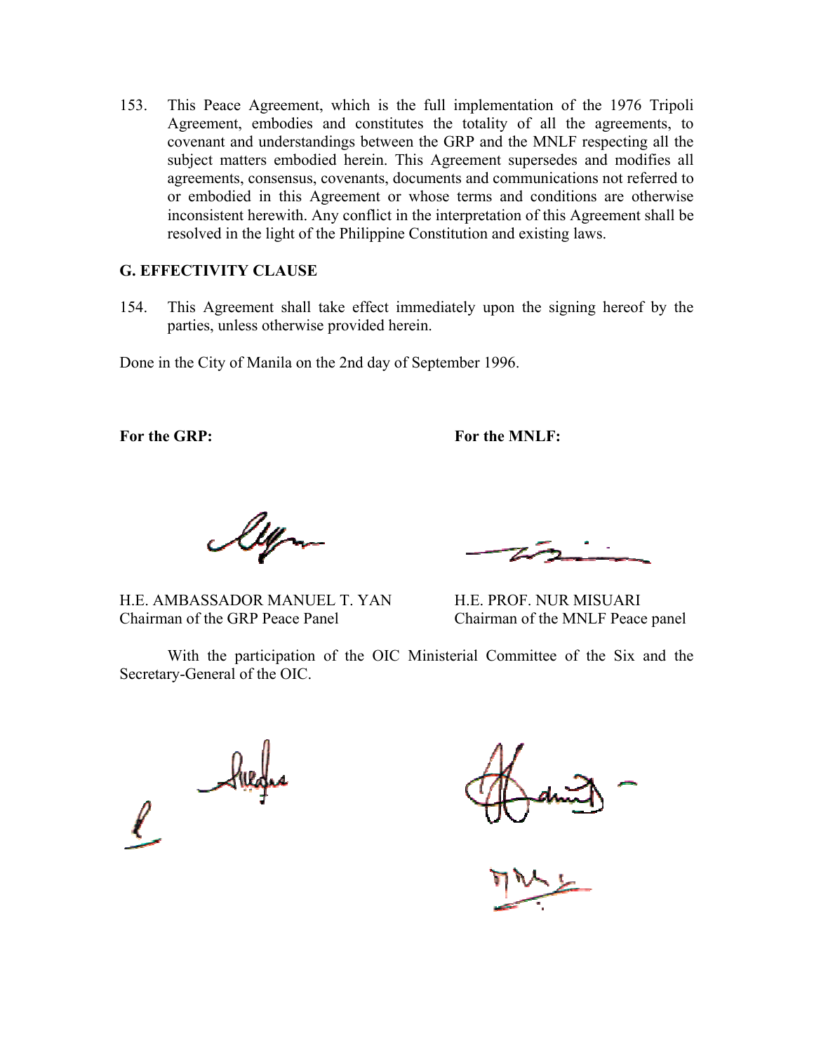153. This Peace Agreement, which is the full implementation of the 1976 Tripoli Agreement, embodies and constitutes the totality of all the agreements, to covenant and understandings between the GRP and the MNLF respecting all the subject matters embodied herein. This Agreement supersedes and modifies all agreements, consensus, covenants, documents and communications not referred to or embodied in this Agreement or whose terms and conditions are otherwise inconsistent herewith. Any conflict in the interpretation of this Agreement shall be resolved in the light of the Philippine Constitution and existing laws.

**G. EFFECTIVITY CLAUSE**

154. This Agreement shall take effect immediately upon the signing hereof by the parties, unless otherwise provided herein.

Done in the City of Manila on the 2nd day of September 1996.

**For the GRP:**

H.E. AMBASSADOR MANUEL T. YAN
Chairman of the GRP Peace Panel

**For the MNLF:**

H.E. PROF. NUR MISUARI
Chairman of the MNLF Peace panel

With the participation of the OIC Ministerial Committee of the Six and the Secretary-General of the OIC.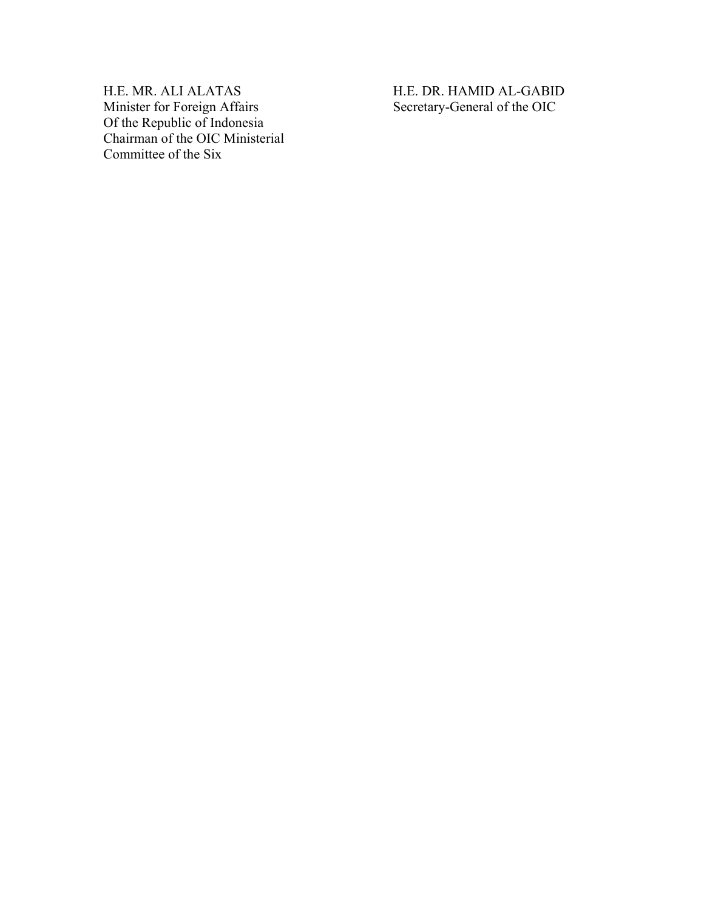H.E. MR. ALI ALATAS
Minister for Foreign Affairs
Of the Republic of Indonesia
Chairman of the OIC Ministerial
Committee of the Six

H.E. DR. HAMID AL-GABID
Secretary-General of the OIC